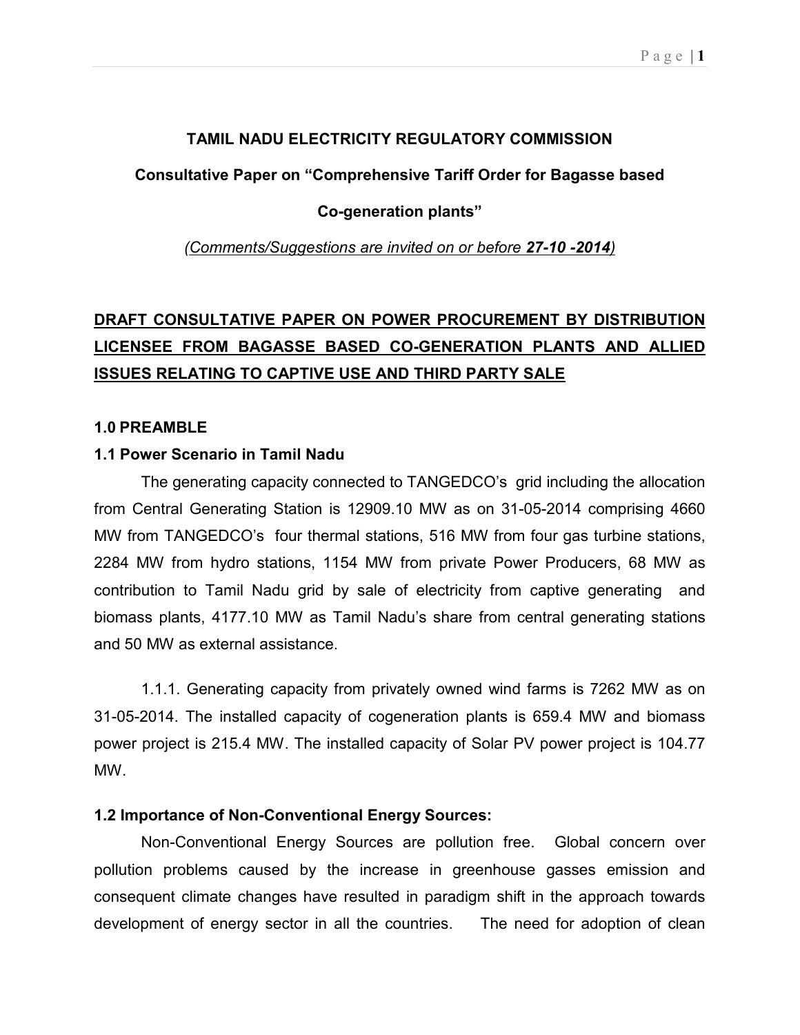**TAMIL NADU ELECTRICITY REGULATORY COMMISSION**

**Consultative Paper on "Comprehensive Tariff Order for Bagasse based Co-generation plants"**

*(Comments/Suggestions are invited on or before **27-10 -2014**)*

## DRAFT CONSULTATIVE PAPER ON POWER PROCUREMENT BY DISTRIBUTION LICENSEE FROM BAGASSE BASED CO-GENERATION PLANTS AND ALLIED ISSUES RELATING TO CAPTIVE USE AND THIRD PARTY SALE

### 1.0 PREAMBLE

### 1.1 Power Scenario in Tamil Nadu

The generating capacity connected to TANGEDCO's grid including the allocation from Central Generating Station is 12909.10 MW as on 31-05-2014 comprising 4660 MW from TANGEDCO's four thermal stations, 516 MW from four gas turbine stations, 2284 MW from hydro stations, 1154 MW from private Power Producers, 68 MW as contribution to Tamil Nadu grid by sale of electricity from captive generating and biomass plants, 4177.10 MW as Tamil Nadu's share from central generating stations and 50 MW as external assistance.

1.1.1. Generating capacity from privately owned wind farms is 7262 MW as on 31-05-2014. The installed capacity of cogeneration plants is 659.4 MW and biomass power project is 215.4 MW. The installed capacity of Solar PV power project is 104.77 MW.

### 1.2 Importance of Non-Conventional Energy Sources:

Non-Conventional Energy Sources are pollution free. Global concern over pollution problems caused by the increase in greenhouse gasses emission and consequent climate changes have resulted in paradigm shift in the approach towards development of energy sector in all the countries. The need for adoption of clean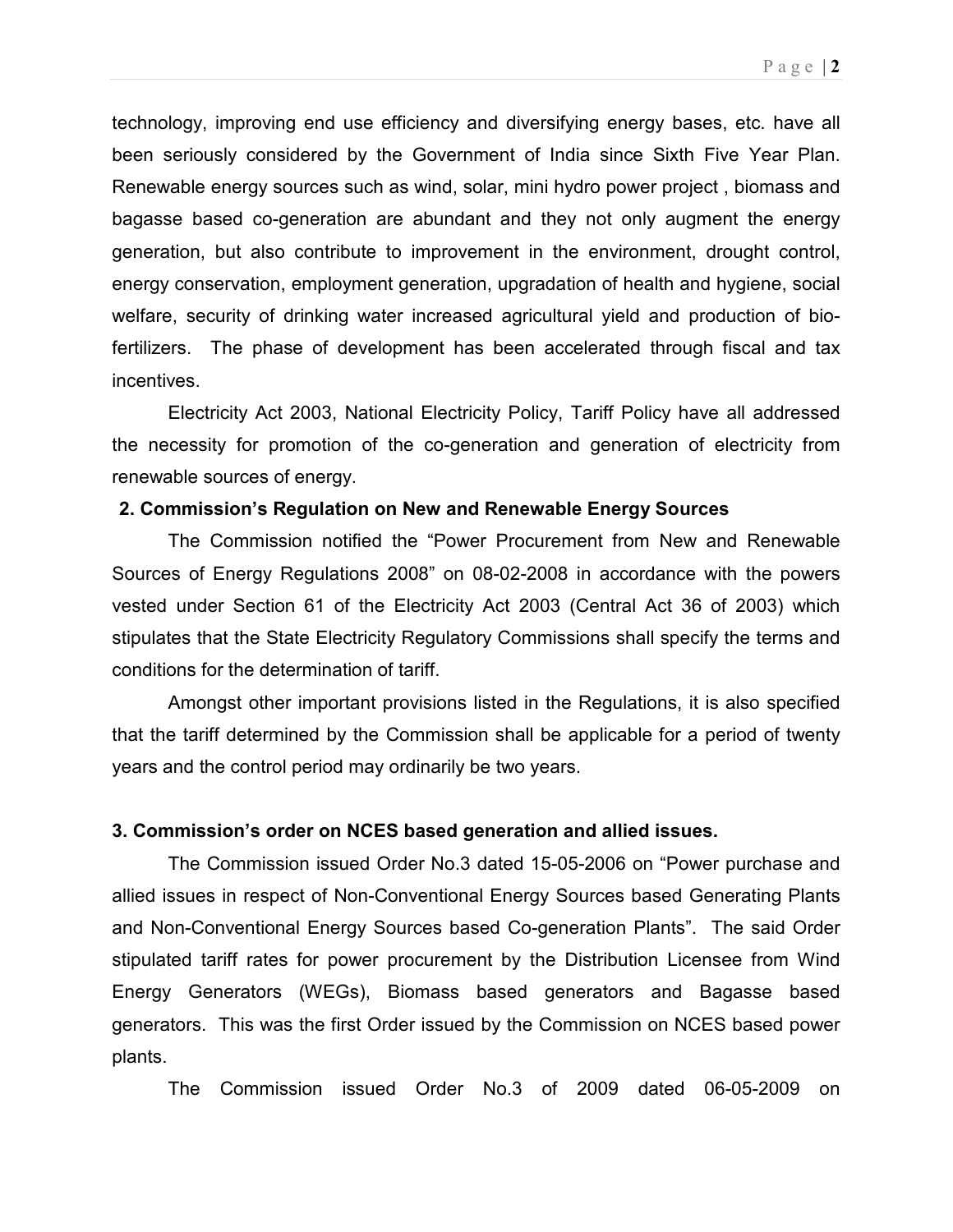technology, improving end use efficiency and diversifying energy bases, etc. have all been seriously considered by the Government of India since Sixth Five Year Plan. Renewable energy sources such as wind, solar, mini hydro power project , biomass and bagasse based co-generation are abundant and they not only augment the energy generation, but also contribute to improvement in the environment, drought control, energy conservation, employment generation, upgradation of health and hygiene, social welfare, security of drinking water increased agricultural yield and production of bio-fertilizers. The phase of development has been accelerated through fiscal and tax incentives.

Electricity Act 2003, National Electricity Policy, Tariff Policy have all addressed the necessity for promotion of the co-generation and generation of electricity from renewable sources of energy.

**2. Commission's Regulation on New and Renewable Energy Sources**

The Commission notified the "Power Procurement from New and Renewable Sources of Energy Regulations 2008" on 08-02-2008 in accordance with the powers vested under Section 61 of the Electricity Act 2003 (Central Act 36 of 2003) which stipulates that the State Electricity Regulatory Commissions shall specify the terms and conditions for the determination of tariff.

Amongst other important provisions listed in the Regulations, it is also specified that the tariff determined by the Commission shall be applicable for a period of twenty years and the control period may ordinarily be two years.

**3. Commission's order on NCES based generation and allied issues.**

The Commission issued Order No.3 dated 15-05-2006 on "Power purchase and allied issues in respect of Non-Conventional Energy Sources based Generating Plants and Non-Conventional Energy Sources based Co-generation Plants". The said Order stipulated tariff rates for power procurement by the Distribution Licensee from Wind Energy Generators (WEGs), Biomass based generators and Bagasse based generators. This was the first Order issued by the Commission on NCES based power plants.

The Commission issued Order No.3 of 2009 dated 06-05-2009 on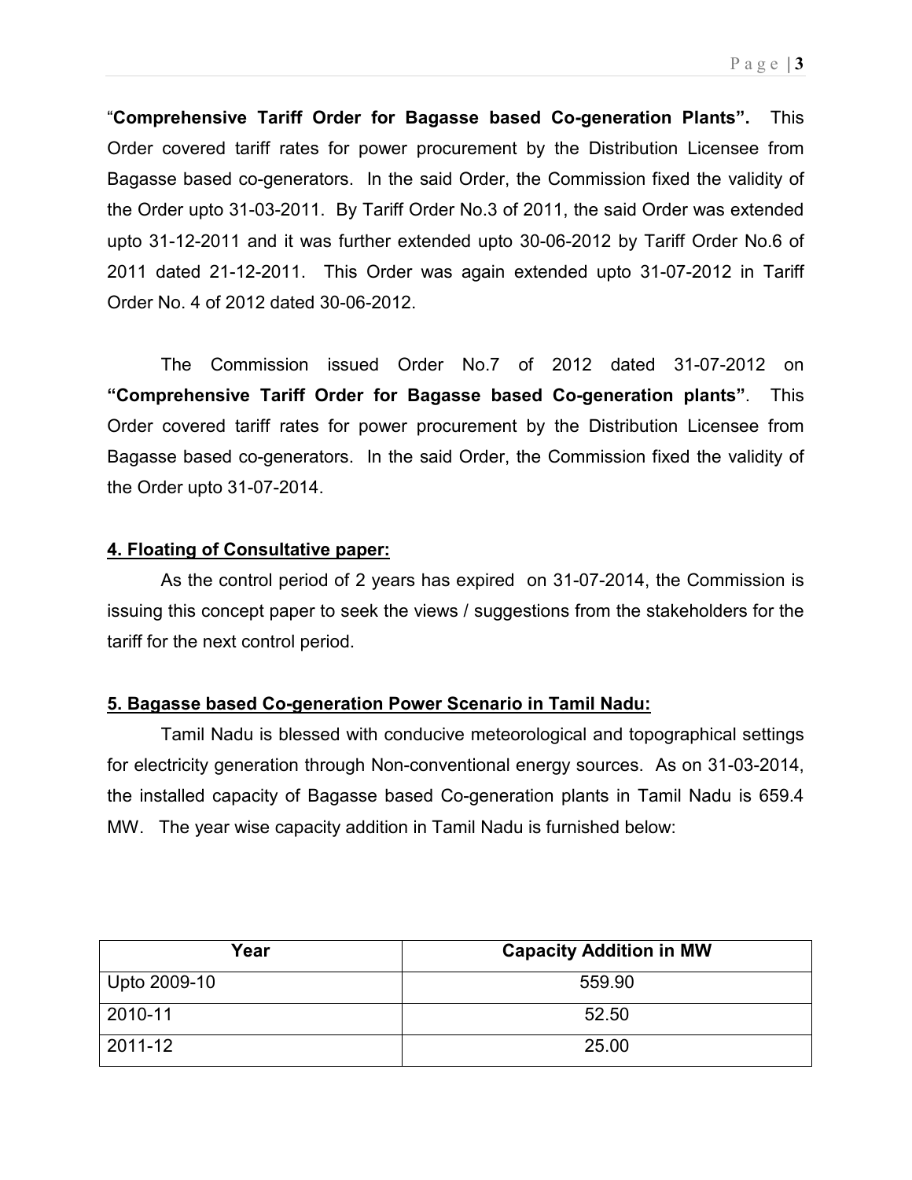"**Comprehensive Tariff Order for Bagasse based Co-generation Plants".** This Order covered tariff rates for power procurement by the Distribution Licensee from Bagasse based co-generators. In the said Order, the Commission fixed the validity of the Order upto 31-03-2011. By Tariff Order No.3 of 2011, the said Order was extended upto 31-12-2011 and it was further extended upto 30-06-2012 by Tariff Order No.6 of 2011 dated 21-12-2011. This Order was again extended upto 31-07-2012 in Tariff Order No. 4 of 2012 dated 30-06-2012.

The Commission issued Order No.7 of 2012 dated 31-07-2012 on **"Comprehensive Tariff Order for Bagasse based Co-generation plants"**. This Order covered tariff rates for power procurement by the Distribution Licensee from Bagasse based co-generators. In the said Order, the Commission fixed the validity of the Order upto 31-07-2014.

**4. Floating of Consultative paper:**

As the control period of 2 years has expired on 31-07-2014, the Commission is issuing this concept paper to seek the views / suggestions from the stakeholders for the tariff for the next control period.

**5. Bagasse based Co-generation Power Scenario in Tamil Nadu:**

Tamil Nadu is blessed with conducive meteorological and topographical settings for electricity generation through Non-conventional energy sources. As on 31-03-2014, the installed capacity of Bagasse based Co-generation plants in Tamil Nadu is 659.4 MW. The year wise capacity addition in Tamil Nadu is furnished below:

| Year | Capacity Addition in MW |
|---|---|
| Upto 2009-10 | 559.90 |
| 2010-11 | 52.50 |
| 2011-12 | 25.00 |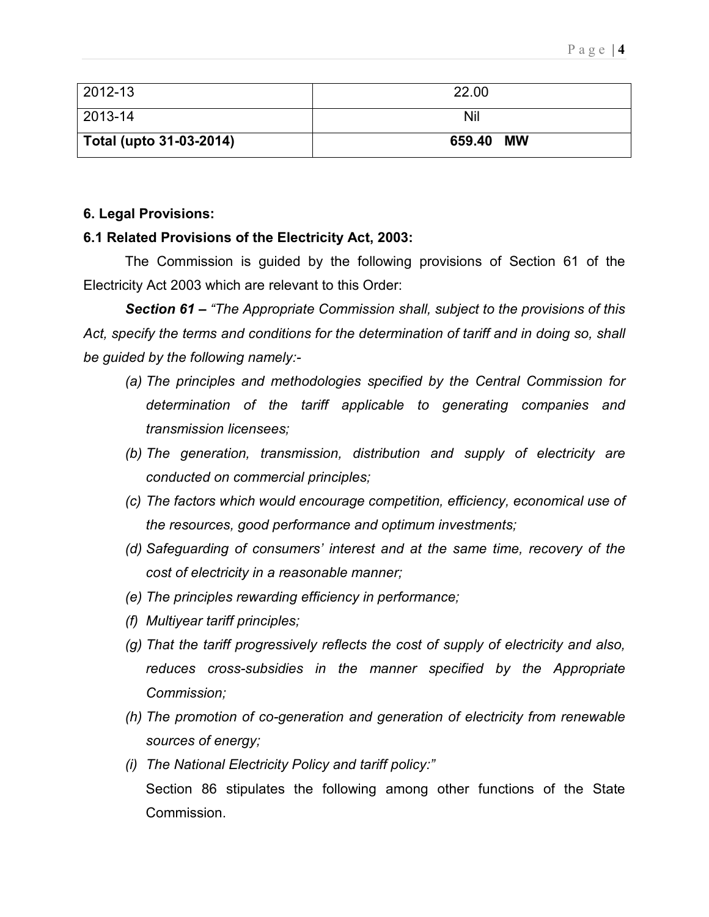| 2012-13 | 22.00 |
|---|---|
| 2013-14 | Nil |
| **Total (upto 31-03-2014)** | **659.40 MW** |

**6. Legal Provisions:**

**6.1 Related Provisions of the Electricity Act, 2003:**

The Commission is guided by the following provisions of Section 61 of the Electricity Act 2003 which are relevant to this Order:

***Section 61 –*** *"The Appropriate Commission shall, subject to the provisions of this Act, specify the terms and conditions for the determination of tariff and in doing so, shall be guided by the following namely:-*

*(a) The principles and methodologies specified by the Central Commission for determination of the tariff applicable to generating companies and transmission licensees;*

*(b) The generation, transmission, distribution and supply of electricity are conducted on commercial principles;*

*(c) The factors which would encourage competition, efficiency, economical use of the resources, good performance and optimum investments;*

*(d) Safeguarding of consumers' interest and at the same time, recovery of the cost of electricity in a reasonable manner;*

*(e) The principles rewarding efficiency in performance;*

*(f) Multiyear tariff principles;*

*(g) That the tariff progressively reflects the cost of supply of electricity and also, reduces cross-subsidies in the manner specified by the Appropriate Commission;*

*(h) The promotion of co-generation and generation of electricity from renewable sources of energy;*

*(i) The National Electricity Policy and tariff policy:"*

Section 86 stipulates the following among other functions of the State Commission.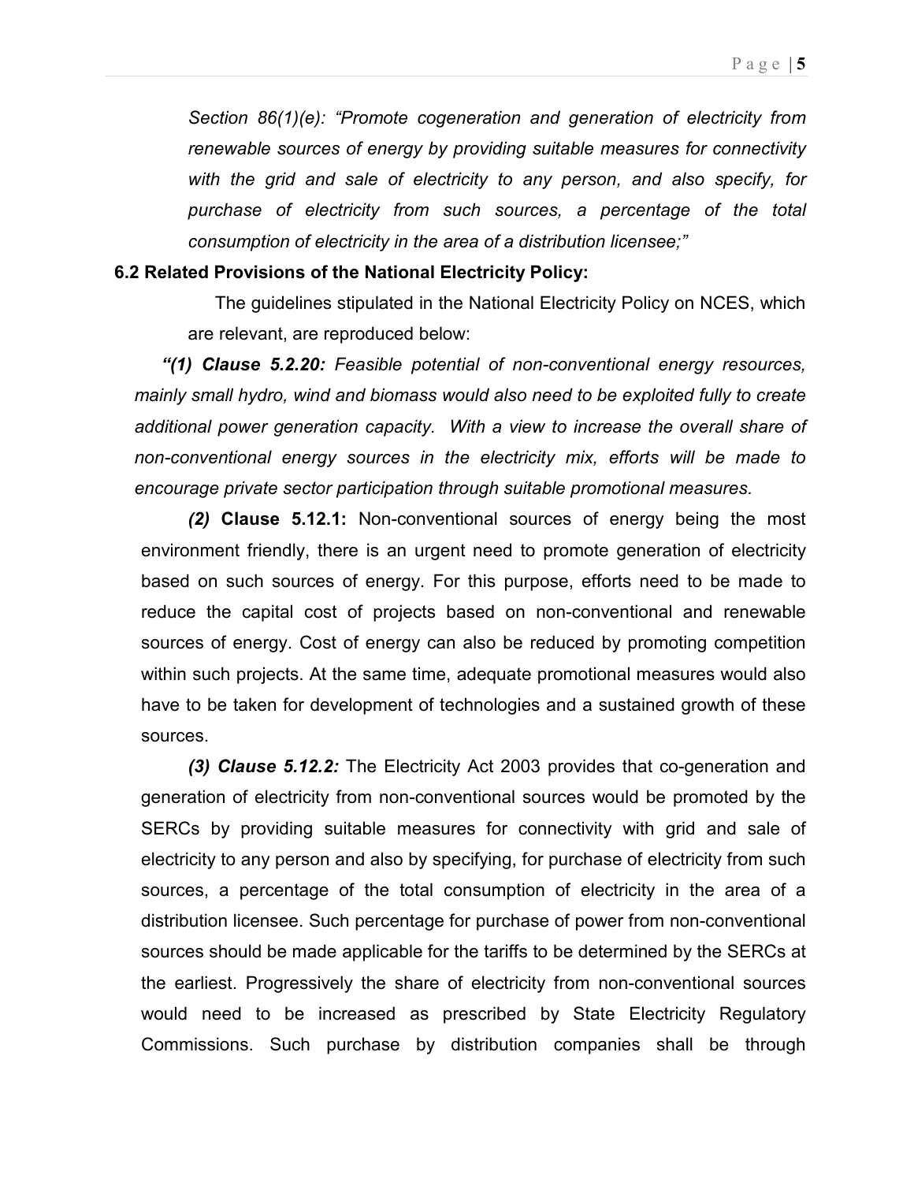*Section 86(1)(e): "Promote cogeneration and generation of electricity from renewable sources of energy by providing suitable measures for connectivity with the grid and sale of electricity to any person, and also specify, for purchase of electricity from such sources, a percentage of the total consumption of electricity in the area of a distribution licensee;"*

**6.2 Related Provisions of the National Electricity Policy:**

The guidelines stipulated in the National Electricity Policy on NCES, which are relevant, are reproduced below:

***"(1) Clause 5.2.20:** Feasible potential of non-conventional energy resources, mainly small hydro, wind and biomass would also need to be exploited fully to create additional power generation capacity. With a view to increase the overall share of non-conventional energy sources in the electricity mix, efforts will be made to encourage private sector participation through suitable promotional measures.*

***(2)* Clause 5.12.1:** Non-conventional sources of energy being the most environment friendly, there is an urgent need to promote generation of electricity based on such sources of energy. For this purpose, efforts need to be made to reduce the capital cost of projects based on non-conventional and renewable sources of energy. Cost of energy can also be reduced by promoting competition within such projects. At the same time, adequate promotional measures would also have to be taken for development of technologies and a sustained growth of these sources.

***(3) Clause 5.12.2:*** The Electricity Act 2003 provides that co-generation and generation of electricity from non-conventional sources would be promoted by the SERCs by providing suitable measures for connectivity with grid and sale of electricity to any person and also by specifying, for purchase of electricity from such sources, a percentage of the total consumption of electricity in the area of a distribution licensee. Such percentage for purchase of power from non-conventional sources should be made applicable for the tariffs to be determined by the SERCs at the earliest. Progressively the share of electricity from non-conventional sources would need to be increased as prescribed by State Electricity Regulatory Commissions. Such purchase by distribution companies shall be through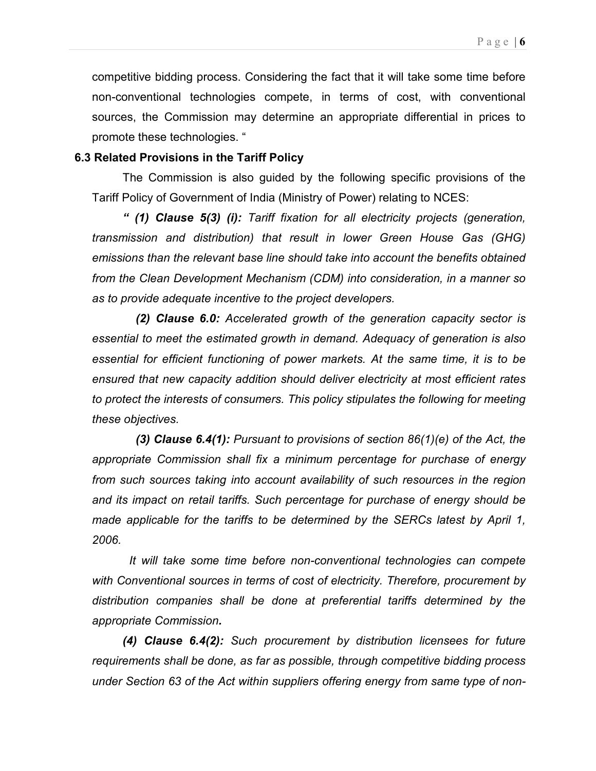competitive bidding process. Considering the fact that it will take some time before non-conventional technologies compete, in terms of cost, with conventional sources, the Commission may determine an appropriate differential in prices to promote these technologies. "

**6.3 Related Provisions in the Tariff Policy**

The Commission is also guided by the following specific provisions of the Tariff Policy of Government of India (Ministry of Power) relating to NCES:

*" **(1) Clause 5(3) (i):** Tariff fixation for all electricity projects (generation, transmission and distribution) that result in lower Green House Gas (GHG) emissions than the relevant base line should take into account the benefits obtained from the Clean Development Mechanism (CDM) into consideration, in a manner so as to provide adequate incentive to the project developers.*

***(2) Clause 6.0:** Accelerated growth of the generation capacity sector is essential to meet the estimated growth in demand. Adequacy of generation is also essential for efficient functioning of power markets. At the same time, it is to be ensured that new capacity addition should deliver electricity at most efficient rates to protect the interests of consumers. This policy stipulates the following for meeting these objectives.*

***(3) Clause 6.4(1):** Pursuant to provisions of section 86(1)(e) of the Act, the appropriate Commission shall fix a minimum percentage for purchase of energy from such sources taking into account availability of such resources in the region and its impact on retail tariffs. Such percentage for purchase of energy should be made applicable for the tariffs to be determined by the SERCs latest by April 1, 2006.*

*It will take some time before non-conventional technologies can compete with Conventional sources in terms of cost of electricity. Therefore, procurement by distribution companies shall be done at preferential tariffs determined by the appropriate Commission.*

***(4) Clause 6.4(2):** Such procurement by distribution licensees for future requirements shall be done, as far as possible, through competitive bidding process under Section 63 of the Act within suppliers offering energy from same type of non-*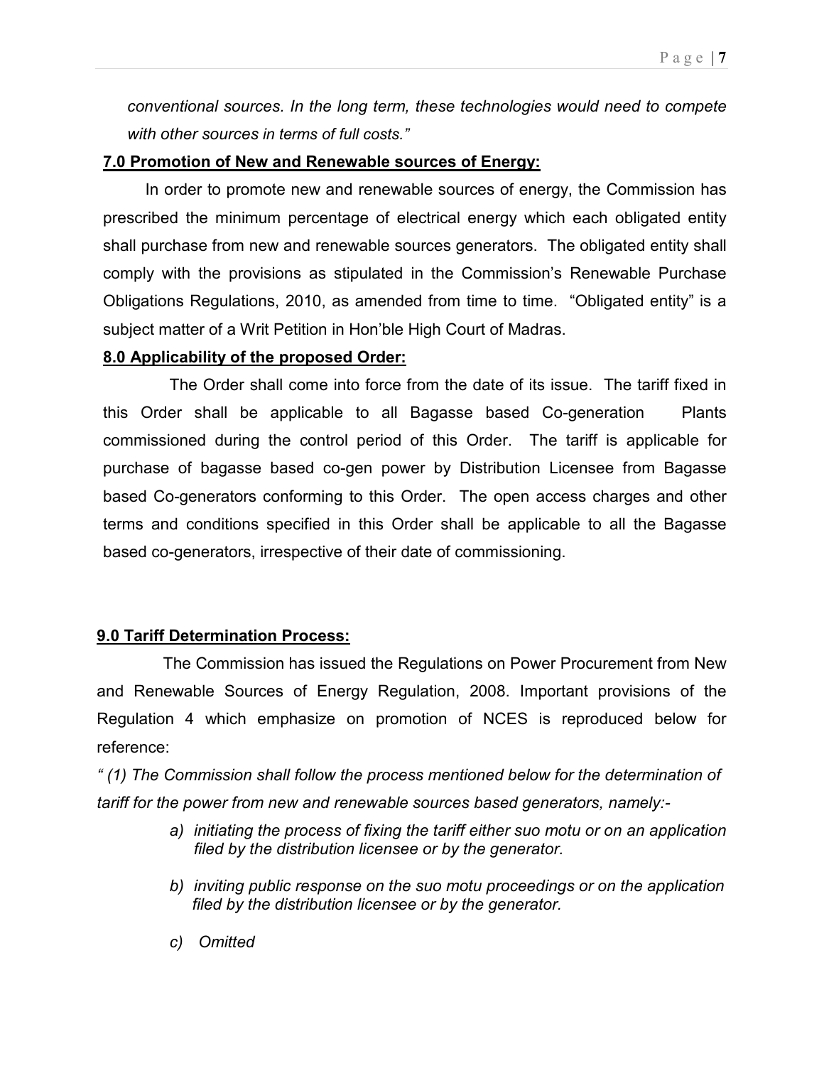*conventional sources. In the long term, these technologies would need to compete with other sources in terms of full costs."*

**7.0 Promotion of New and Renewable sources of Energy:**

In order to promote new and renewable sources of energy, the Commission has prescribed the minimum percentage of electrical energy which each obligated entity shall purchase from new and renewable sources generators. The obligated entity shall comply with the provisions as stipulated in the Commission's Renewable Purchase Obligations Regulations, 2010, as amended from time to time. "Obligated entity" is a subject matter of a Writ Petition in Hon'ble High Court of Madras.

**8.0 Applicability of the proposed Order:**

The Order shall come into force from the date of its issue. The tariff fixed in this Order shall be applicable to all Bagasse based Co-generation Plants commissioned during the control period of this Order. The tariff is applicable for purchase of bagasse based co-gen power by Distribution Licensee from Bagasse based Co-generators conforming to this Order. The open access charges and other terms and conditions specified in this Order shall be applicable to all the Bagasse based co-generators, irrespective of their date of commissioning.

**9.0 Tariff Determination Process:**

The Commission has issued the Regulations on Power Procurement from New and Renewable Sources of Energy Regulation, 2008. Important provisions of the Regulation 4 which emphasize on promotion of NCES is reproduced below for reference:

*" (1) The Commission shall follow the process mentioned below for the determination of tariff for the power from new and renewable sources based generators, namely:-*

- *a) initiating the process of fixing the tariff either suo motu or on an application filed by the distribution licensee or by the generator.*
- *b) inviting public response on the suo motu proceedings or on the application filed by the distribution licensee or by the generator.*
- *c) Omitted*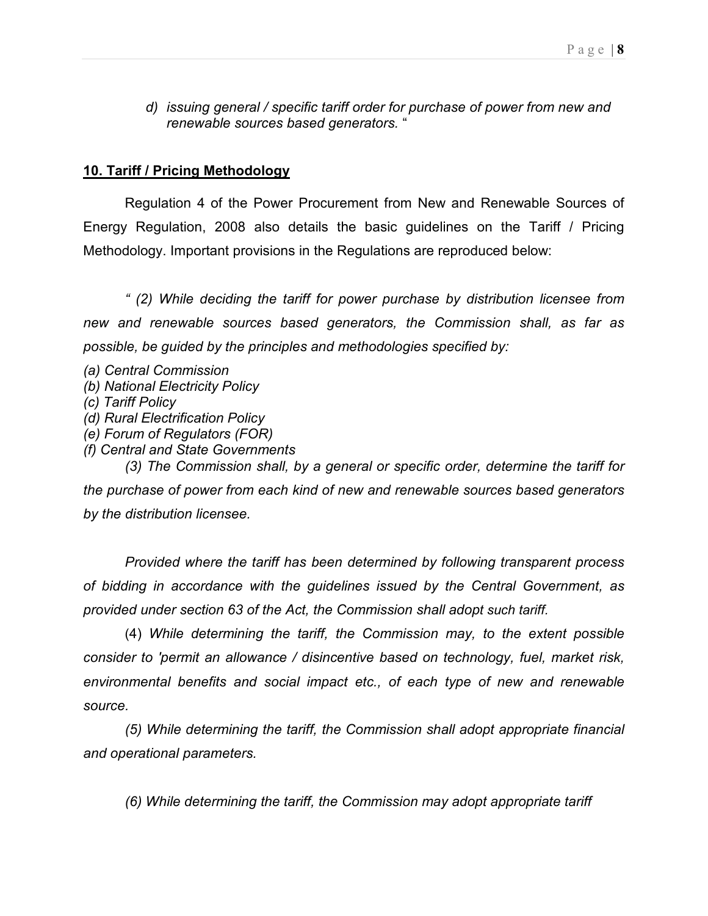*d) issuing general / specific tariff order for purchase of power from new and renewable sources based generators.* "

**10. Tariff / Pricing Methodology**

Regulation 4 of the Power Procurement from New and Renewable Sources of Energy Regulation, 2008 also details the basic guidelines on the Tariff / Pricing Methodology. Important provisions in the Regulations are reproduced below:

*" (2) While deciding the tariff for power purchase by distribution licensee from new and renewable sources based generators, the Commission shall, as far as possible, be guided by the principles and methodologies specified by:*

*(a) Central Commission*
*(b) National Electricity Policy*
*(c) Tariff Policy*
*(d) Rural Electrification Policy*
*(e) Forum of Regulators (FOR)*
*(f) Central and State Governments*

*(3) The Commission shall, by a general or specific order, determine the tariff for the purchase of power from each kind of new and renewable sources based generators by the distribution licensee.*

*Provided where the tariff has been determined by following transparent process of bidding in accordance with the guidelines issued by the Central Government, as provided under section 63 of the Act, the Commission shall adopt such tariff.*

(4) *While determining the tariff, the Commission may, to the extent possible consider to 'permit an allowance / disincentive based on technology, fuel, market risk, environmental benefits and social impact etc., of each type of new and renewable source.*

*(5) While determining the tariff, the Commission shall adopt appropriate financial and operational parameters.*

*(6) While determining the tariff, the Commission may adopt appropriate tariff*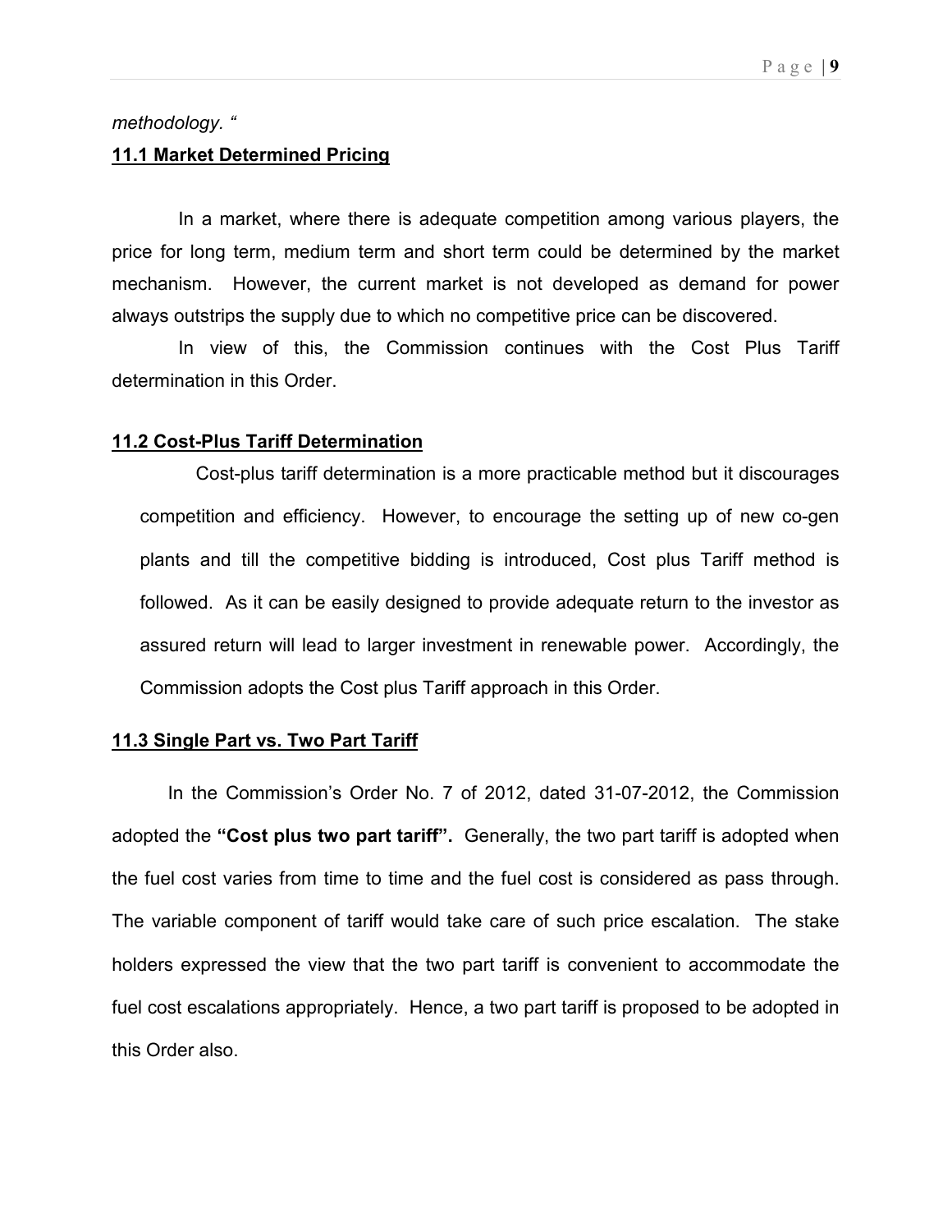*methodology. "*

### 11.1 Market Determined Pricing

In a market, where there is adequate competition among various players, the price for long term, medium term and short term could be determined by the market mechanism. However, the current market is not developed as demand for power always outstrips the supply due to which no competitive price can be discovered.

In view of this, the Commission continues with the Cost Plus Tariff determination in this Order.

### 11.2 Cost-Plus Tariff Determination

Cost-plus tariff determination is a more practicable method but it discourages competition and efficiency. However, to encourage the setting up of new co-gen plants and till the competitive bidding is introduced, Cost plus Tariff method is followed. As it can be easily designed to provide adequate return to the investor as assured return will lead to larger investment in renewable power. Accordingly, the Commission adopts the Cost plus Tariff approach in this Order.

### 11.3 Single Part vs. Two Part Tariff

In the Commission's Order No. 7 of 2012, dated 31-07-2012, the Commission adopted the **"Cost plus two part tariff".** Generally, the two part tariff is adopted when the fuel cost varies from time to time and the fuel cost is considered as pass through. The variable component of tariff would take care of such price escalation. The stake holders expressed the view that the two part tariff is convenient to accommodate the fuel cost escalations appropriately. Hence, a two part tariff is proposed to be adopted in this Order also.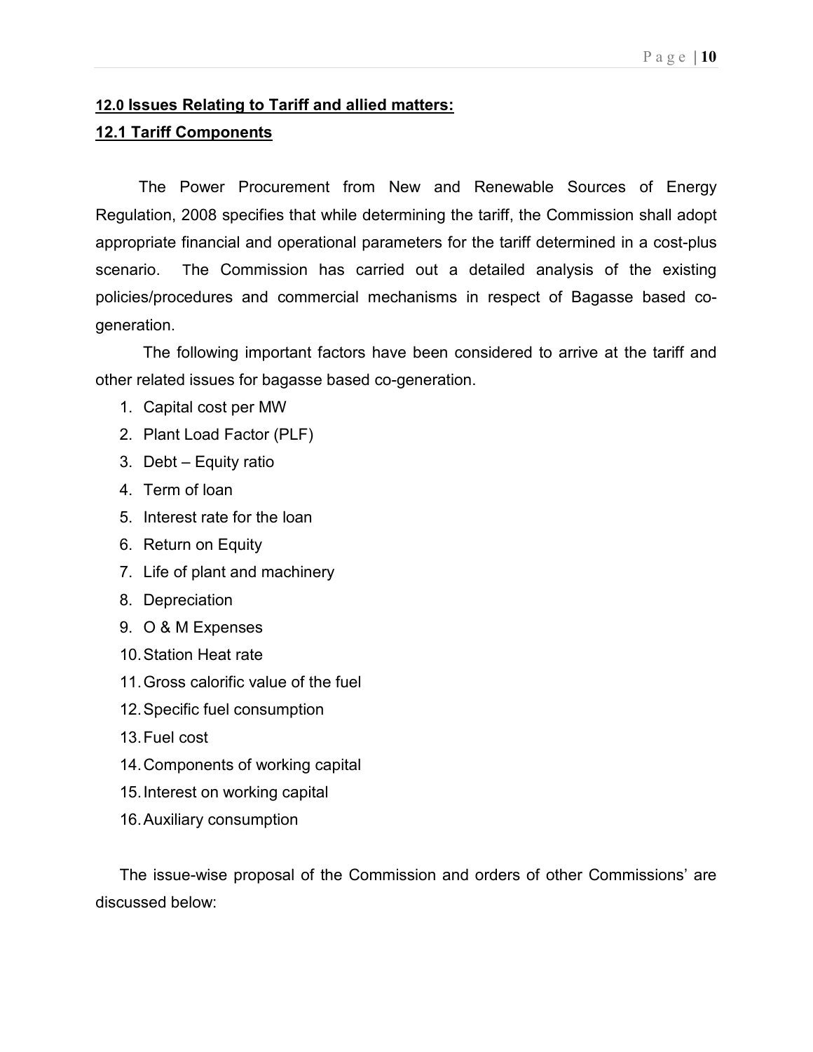## 12.0 Issues Relating to Tariff and allied matters:

### 12.1 Tariff Components

The Power Procurement from New and Renewable Sources of Energy Regulation, 2008 specifies that while determining the tariff, the Commission shall adopt appropriate financial and operational parameters for the tariff determined in a cost-plus scenario. The Commission has carried out a detailed analysis of the existing policies/procedures and commercial mechanisms in respect of Bagasse based co-generation.

The following important factors have been considered to arrive at the tariff and other related issues for bagasse based co-generation.

1. Capital cost per MW
2. Plant Load Factor (PLF)
3. Debt – Equity ratio
4. Term of loan
5. Interest rate for the loan
6. Return on Equity
7. Life of plant and machinery
8. Depreciation
9. O & M Expenses
10. Station Heat rate
11. Gross calorific value of the fuel
12. Specific fuel consumption
13. Fuel cost
14. Components of working capital
15. Interest on working capital
16. Auxiliary consumption

The issue-wise proposal of the Commission and orders of other Commissions' are discussed below: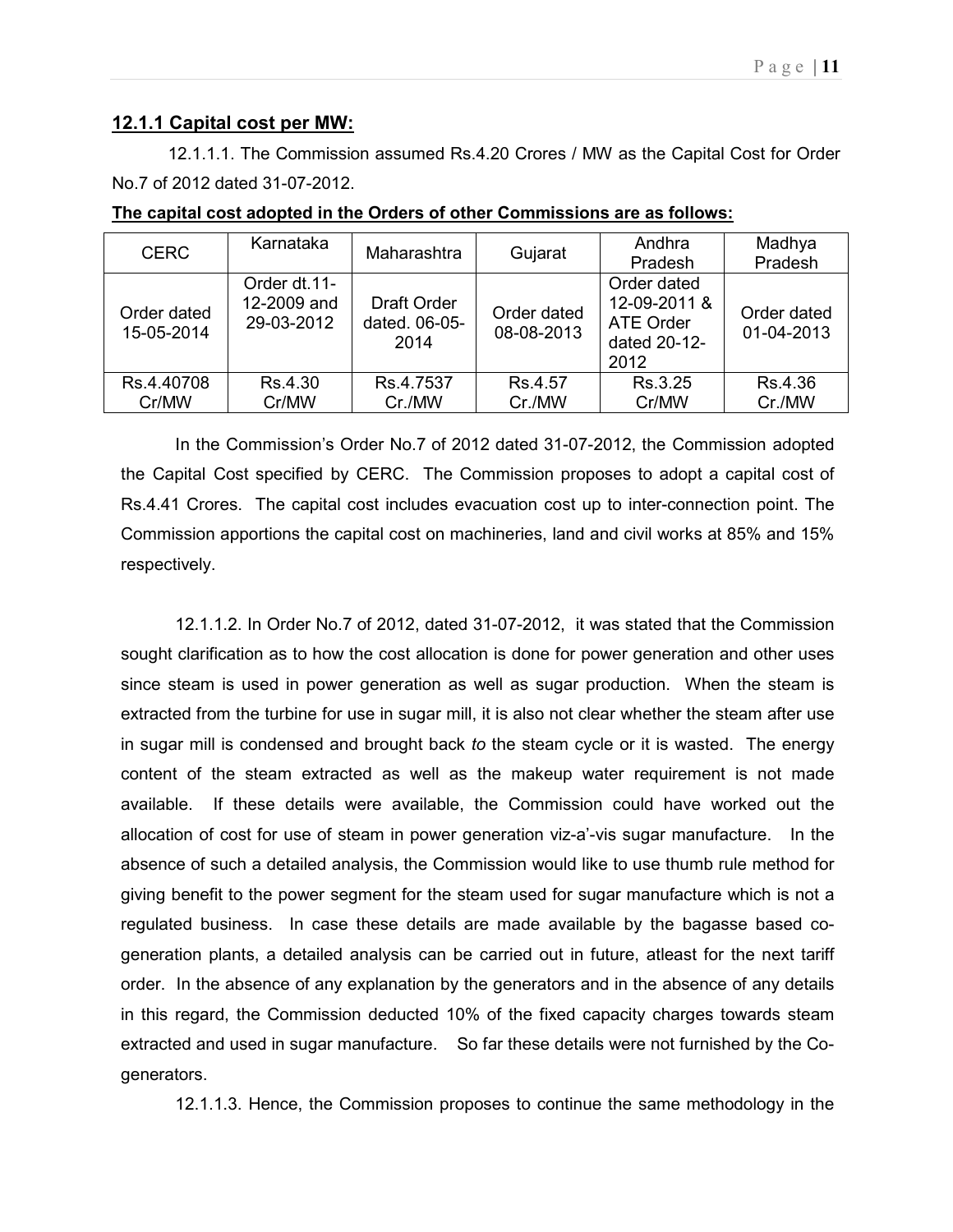### 12.1.1 Capital cost per MW:

12.1.1.1. The Commission assumed Rs.4.20 Crores / MW as the Capital Cost for Order No.7 of 2012 dated 31-07-2012.

**The capital cost adopted in the Orders of other Commissions are as follows:**

| CERC | Karnataka | Maharashtra | Gujarat | Andhra Pradesh | Madhya Pradesh |
|---|---|---|---|---|---|
| Order dated 15-05-2014 | Order dt.11-12-2009 and 29-03-2012 | Draft Order dated. 06-05-2014 | Order dated 08-08-2013 | Order dated 12-09-2011 & ATE Order dated 20-12-2012 | Order dated 01-04-2013 |
| Rs.4.40708 Cr/MW | Rs.4.30 Cr/MW | Rs.4.7537 Cr./MW | Rs.4.57 Cr./MW | Rs.3.25 Cr/MW | Rs.4.36 Cr./MW |

In the Commission's Order No.7 of 2012 dated 31-07-2012, the Commission adopted the Capital Cost specified by CERC. The Commission proposes to adopt a capital cost of Rs.4.41 Crores. The capital cost includes evacuation cost up to inter-connection point. The Commission apportions the capital cost on machineries, land and civil works at 85% and 15% respectively.

12.1.1.2. In Order No.7 of 2012, dated 31-07-2012, it was stated that the Commission sought clarification as to how the cost allocation is done for power generation and other uses since steam is used in power generation as well as sugar production. When the steam is extracted from the turbine for use in sugar mill, it is also not clear whether the steam after use in sugar mill is condensed and brought back *to* the steam cycle or it is wasted. The energy content of the steam extracted as well as the makeup water requirement is not made available. If these details were available, the Commission could have worked out the allocation of cost for use of steam in power generation viz-a'-vis sugar manufacture. In the absence of such a detailed analysis, the Commission would like to use thumb rule method for giving benefit to the power segment for the steam used for sugar manufacture which is not a regulated business. In case these details are made available by the bagasse based co-generation plants, a detailed analysis can be carried out in future, atleast for the next tariff order. In the absence of any explanation by the generators and in the absence of any details in this regard, the Commission deducted 10% of the fixed capacity charges towards steam extracted and used in sugar manufacture. So far these details were not furnished by the Co-generators.

12.1.1.3. Hence, the Commission proposes to continue the same methodology in the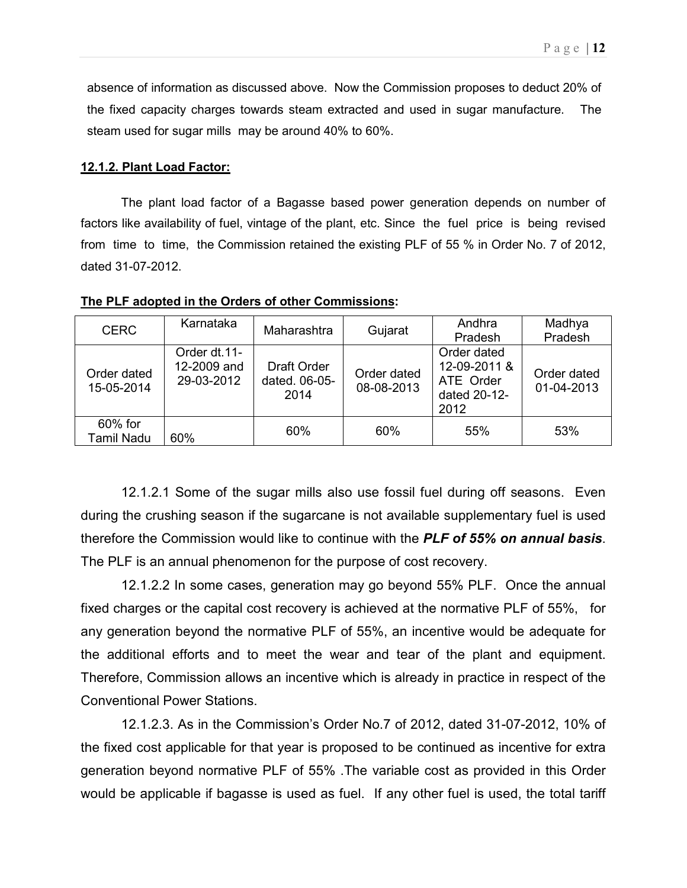absence of information as discussed above. Now the Commission proposes to deduct 20% of the fixed capacity charges towards steam extracted and used in sugar manufacture. The steam used for sugar mills may be around 40% to 60%.

**12.1.2. Plant Load Factor:**

The plant load factor of a Bagasse based power generation depends on number of factors like availability of fuel, vintage of the plant, etc. Since the fuel price is being revised from time to time, the Commission retained the existing PLF of 55 % in Order No. 7 of 2012, dated 31-07-2012.

**The PLF adopted in the Orders of other Commissions:**

| CERC | Karnataka | Maharashtra | Gujarat | Andhra Pradesh | Madhya Pradesh |
|---|---|---|---|---|---|
| Order dated 15-05-2014 | Order dt.11-12-2009 and 29-03-2012 | Draft Order dated. 06-05-2014 | Order dated 08-08-2013 | Order dated 12-09-2011 & ATE Order dated 20-12-2012 | Order dated 01-04-2013 |
| 60% for Tamil Nadu | 60% | 60% | 60% | 55% | 53% |

12.1.2.1 Some of the sugar mills also use fossil fuel during off seasons. Even during the crushing season if the sugarcane is not available supplementary fuel is used therefore the Commission would like to continue with the ***PLF of 55% on annual basis***. The PLF is an annual phenomenon for the purpose of cost recovery.

12.1.2.2 In some cases, generation may go beyond 55% PLF. Once the annual fixed charges or the capital cost recovery is achieved at the normative PLF of 55%, for any generation beyond the normative PLF of 55%, an incentive would be adequate for the additional efforts and to meet the wear and tear of the plant and equipment. Therefore, Commission allows an incentive which is already in practice in respect of the Conventional Power Stations.

12.1.2.3. As in the Commission's Order No.7 of 2012, dated 31-07-2012, 10% of the fixed cost applicable for that year is proposed to be continued as incentive for extra generation beyond normative PLF of 55% .The variable cost as provided in this Order would be applicable if bagasse is used as fuel. If any other fuel is used, the total tariff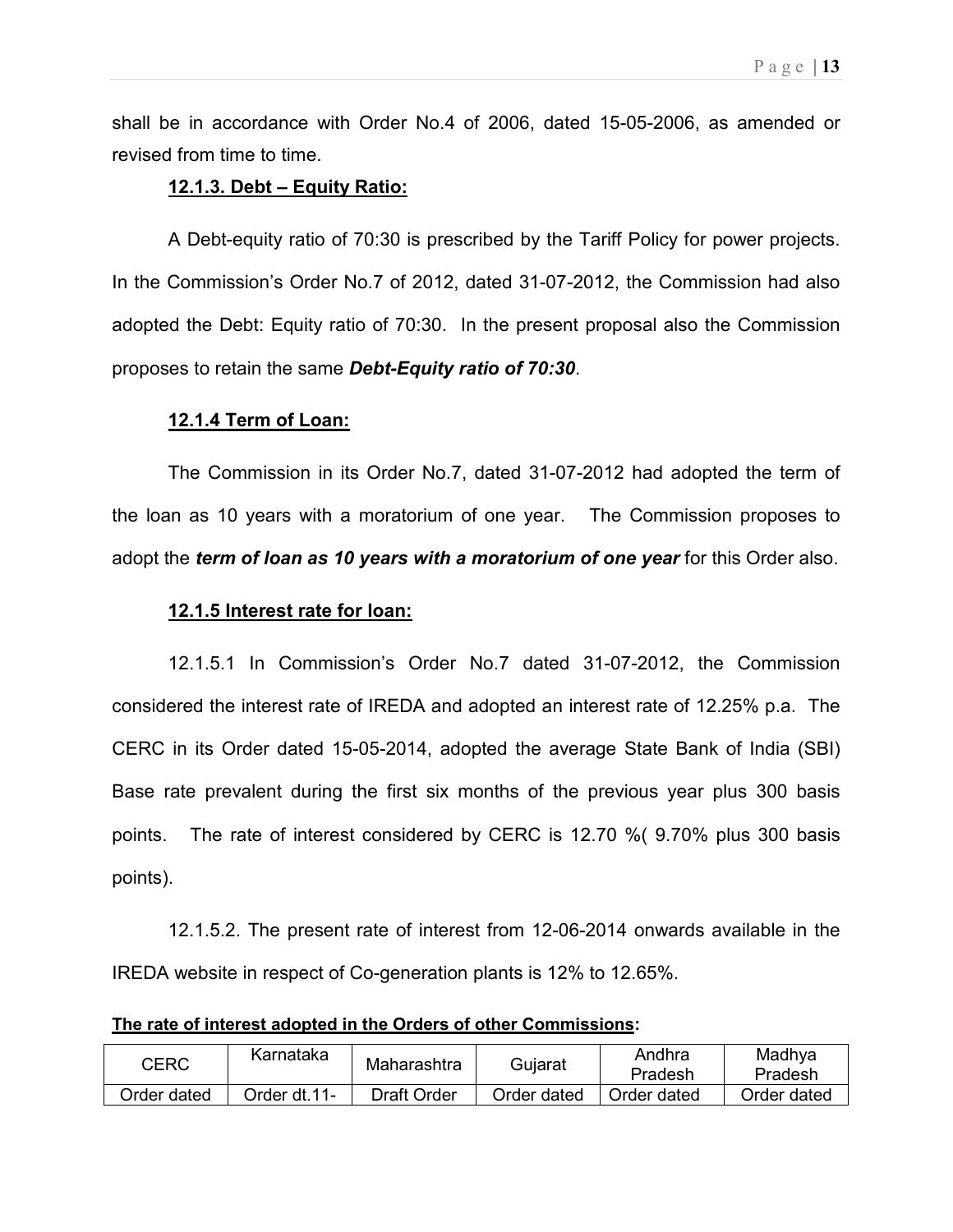shall be in accordance with Order No.4 of 2006, dated 15-05-2006, as amended or revised from time to time.

### 12.1.3. Debt – Equity Ratio:

A Debt-equity ratio of 70:30 is prescribed by the Tariff Policy for power projects. In the Commission's Order No.7 of 2012, dated 31-07-2012, the Commission had also adopted the Debt: Equity ratio of 70:30. In the present proposal also the Commission proposes to retain the same ***Debt-Equity ratio of 70:30***.

### 12.1.4 Term of Loan:

The Commission in its Order No.7, dated 31-07-2012 had adopted the term of the loan as 10 years with a moratorium of one year. The Commission proposes to adopt the ***term of loan as 10 years with a moratorium of one year*** for this Order also.

### 12.1.5 Interest rate for loan:

12.1.5.1 In Commission's Order No.7 dated 31-07-2012, the Commission considered the interest rate of IREDA and adopted an interest rate of 12.25% p.a. The CERC in its Order dated 15-05-2014, adopted the average State Bank of India (SBI) Base rate prevalent during the first six months of the previous year plus 300 basis points. The rate of interest considered by CERC is 12.70 %( 9.70% plus 300 basis points).

12.1.5.2. The present rate of interest from 12-06-2014 onwards available in the IREDA website in respect of Co-generation plants is 12% to 12.65%.

**The rate of interest adopted in the Orders of other Commissions:**

| CERC | Karnataka | Maharashtra | Gujarat | Andhra Pradesh | Madhya Pradesh |
|---|---|---|---|---|---|
| Order dated | Order dt.11- | Draft Order | Order dated | Order dated | Order dated |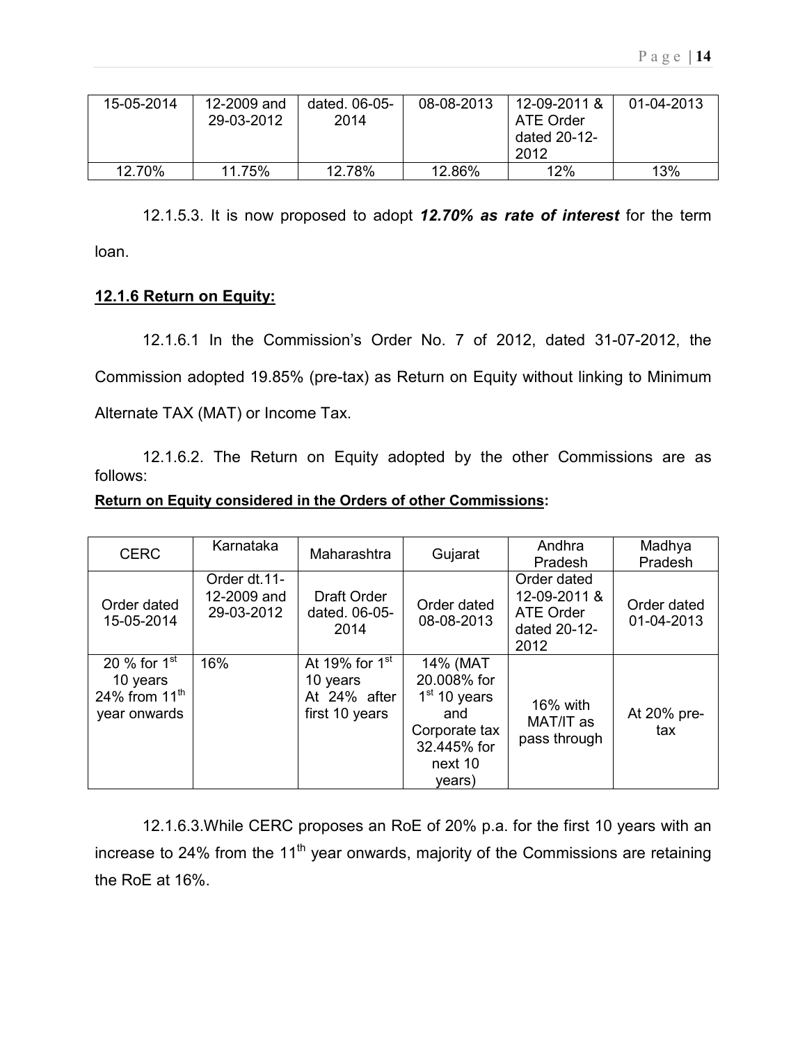| 15-05-2014 | 12-2009 and 29-03-2012 | dated. 06-05-2014 | 08-08-2013 | 12-09-2011 & ATE Order dated 20-12-2012 | 01-04-2013 |
|---|---|---|---|---|---|
| 12.70% | 11.75% | 12.78% | 12.86% | 12% | 13% |

12.1.5.3. It is now proposed to adopt ***12.70% as rate of interest*** for the term loan.

**12.1.6 Return on Equity:**

12.1.6.1 In the Commission's Order No. 7 of 2012, dated 31-07-2012, the Commission adopted 19.85% (pre-tax) as Return on Equity without linking to Minimum Alternate TAX (MAT) or Income Tax.

12.1.6.2. The Return on Equity adopted by the other Commissions are as follows:

**Return on Equity considered in the Orders of other Commissions:**

| CERC | Karnataka | Maharashtra | Gujarat | Andhra Pradesh | Madhya Pradesh |
|---|---|---|---|---|---|
| Order dated 15-05-2014 | Order dt.11-12-2009 and 29-03-2012 | Draft Order dated. 06-05-2014 | Order dated 08-08-2013 | Order dated 12-09-2011 & ATE Order dated 20-12-2012 | Order dated 01-04-2013 |
| 20 % for 1st 10 years 24% from 11th year onwards | 16% | At 19% for 1st 10 years At 24% after first 10 years | 14% (MAT 20.008% for 1st 10 years and Corporate tax 32.445% for next 10 years) | 16% with MAT/IT as pass through | At 20% pre-tax |

12.1.6.3.While CERC proposes an RoE of 20% p.a. for the first 10 years with an increase to 24% from the 11th year onwards, majority of the Commissions are retaining the RoE at 16%.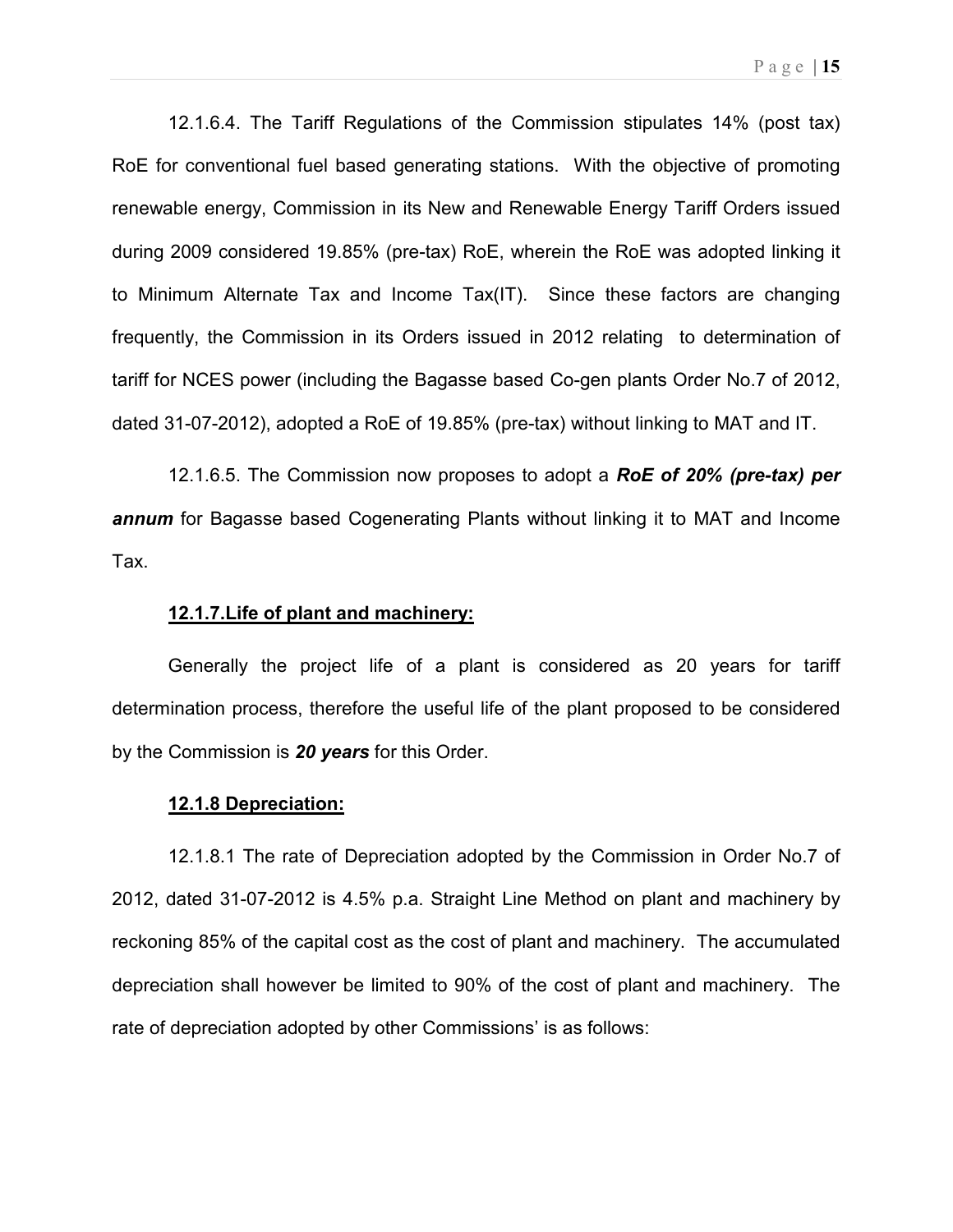12.1.6.4. The Tariff Regulations of the Commission stipulates 14% (post tax) RoE for conventional fuel based generating stations. With the objective of promoting renewable energy, Commission in its New and Renewable Energy Tariff Orders issued during 2009 considered 19.85% (pre-tax) RoE, wherein the RoE was adopted linking it to Minimum Alternate Tax and Income Tax(IT). Since these factors are changing frequently, the Commission in its Orders issued in 2012 relating to determination of tariff for NCES power (including the Bagasse based Co-gen plants Order No.7 of 2012, dated 31-07-2012), adopted a RoE of 19.85% (pre-tax) without linking to MAT and IT.

12.1.6.5. The Commission now proposes to adopt a ***RoE of 20% (pre-tax) per annum*** for Bagasse based Cogenerating Plants without linking it to MAT and Income Tax.

**12.1.7.Life of plant and machinery:**

Generally the project life of a plant is considered as 20 years for tariff determination process, therefore the useful life of the plant proposed to be considered by the Commission is ***20 years*** for this Order.

**12.1.8 Depreciation:**

12.1.8.1 The rate of Depreciation adopted by the Commission in Order No.7 of 2012, dated 31-07-2012 is 4.5% p.a. Straight Line Method on plant and machinery by reckoning 85% of the capital cost as the cost of plant and machinery. The accumulated depreciation shall however be limited to 90% of the cost of plant and machinery. The rate of depreciation adopted by other Commissions' is as follows: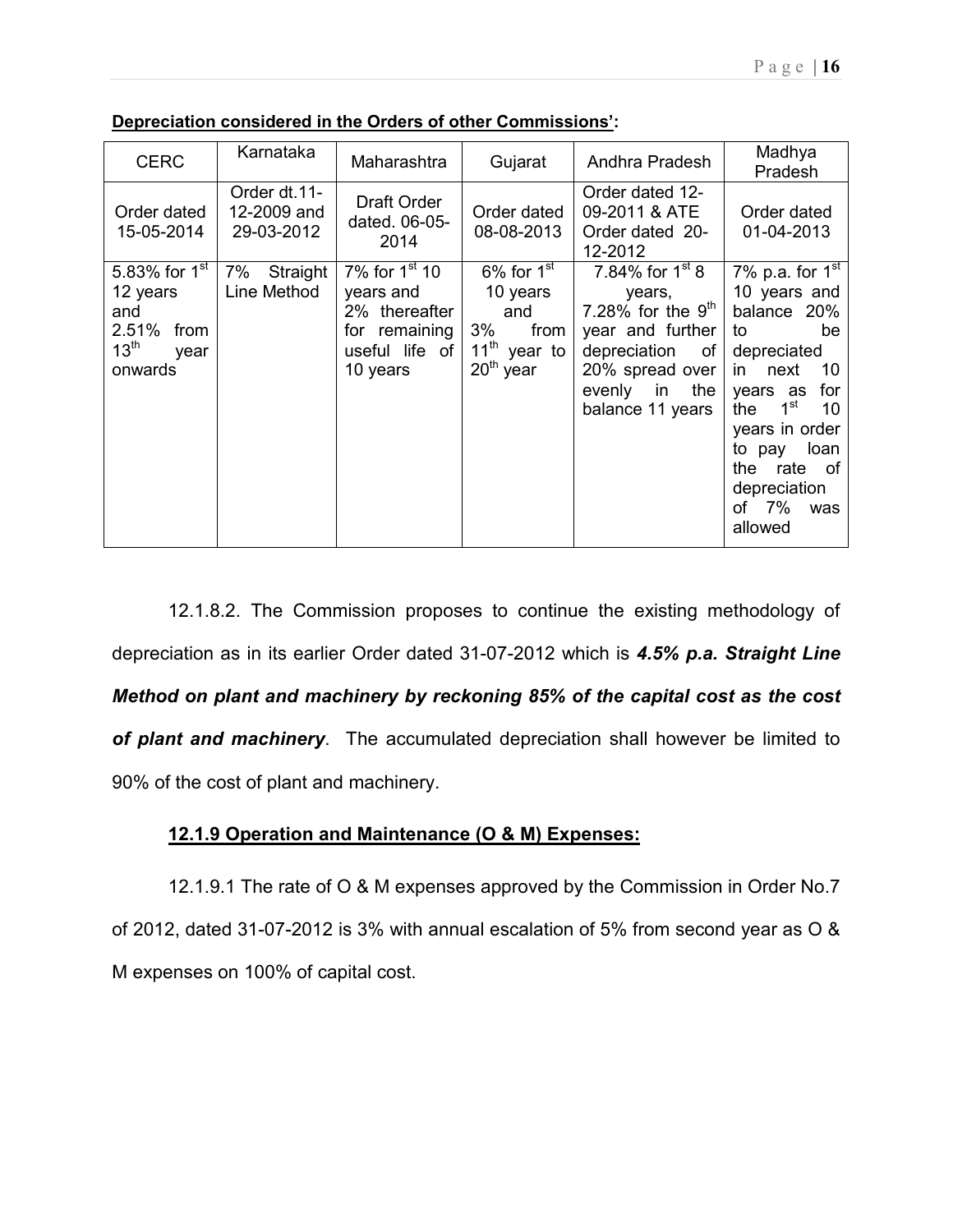**Depreciation considered in the Orders of other Commissions':**

| CERC | Karnataka | Maharashtra | Gujarat | Andhra Pradesh | Madhya Pradesh |
|---|---|---|---|---|---|
| Order dated 15-05-2014 | Order dt.11-12-2009 and 29-03-2012 | Draft Order dated. 06-05-2014 | Order dated 08-08-2013 | Order dated 12-09-2011 & ATE Order dated 20-12-2012 | Order dated 01-04-2013 |
| 5.83% for 1st 12 years and 2.51% from 13th year onwards | 7% Straight Line Method | 7% for 1st 10 years and 2% thereafter for remaining useful life of 10 years | 6% for 1st 10 years and 3% from 11th year to 20th year | 7.84% for 1st 8 years, 7.28% for the 9th year and further depreciation of 20% spread over evenly in the balance 11 years | 7% p.a. for 1st 10 years and balance 20% to be depreciated in next 10 years as for the 1st 10 years in order to pay loan the rate of depreciation of 7% was allowed |

12.1.8.2. The Commission proposes to continue the existing methodology of depreciation as in its earlier Order dated 31-07-2012 which is ***4.5% p.a. Straight Line Method on plant and machinery by reckoning 85% of the capital cost as the cost of plant and machinery***. The accumulated depreciation shall however be limited to 90% of the cost of plant and machinery.

**12.1.9 Operation and Maintenance (O & M) Expenses:**

12.1.9.1 The rate of O & M expenses approved by the Commission in Order No.7 of 2012, dated 31-07-2012 is 3% with annual escalation of 5% from second year as O & M expenses on 100% of capital cost.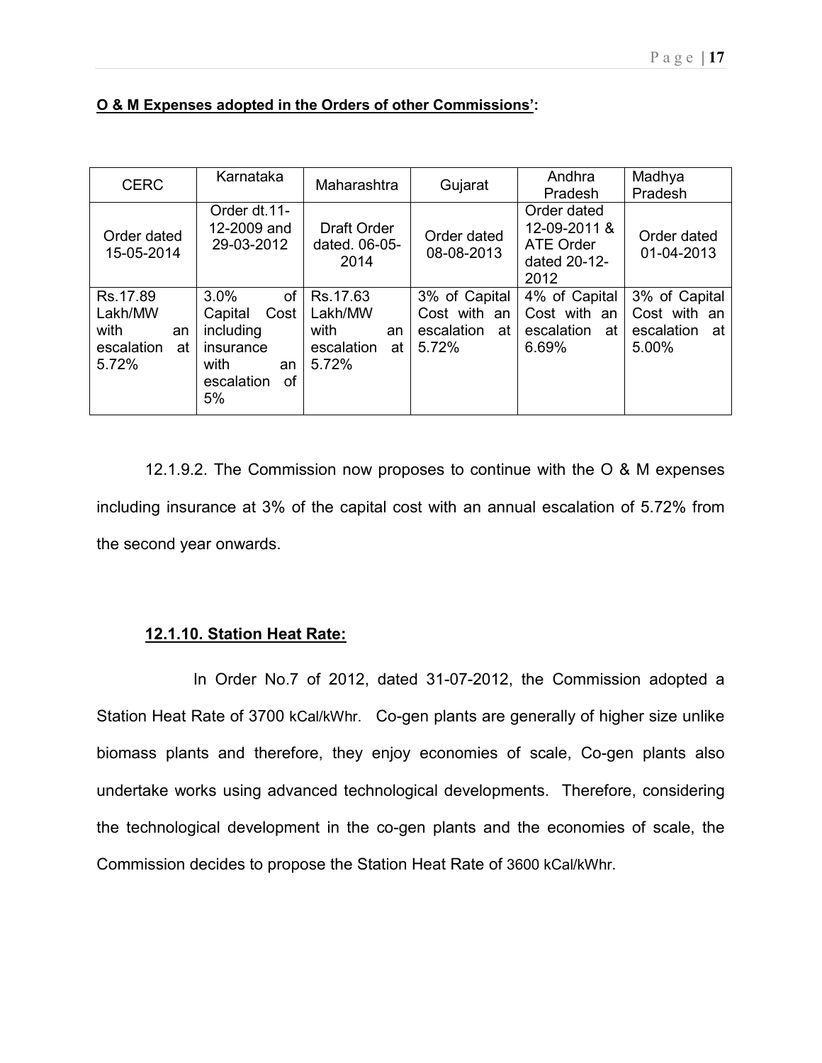**O & M Expenses adopted in the Orders of other Commissions':**

| CERC | Karnataka | Maharashtra | Gujarat | Andhra Pradesh | Madhya Pradesh |
|---|---|---|---|---|---|
| Order dated 15-05-2014 | Order dt.11-12-2009 and 29-03-2012 | Draft Order dated. 06-05-2014 | Order dated 08-08-2013 | Order dated 12-09-2011 & ATE Order dated 20-12-2012 | Order dated 01-04-2013 |
| Rs.17.89 Lakh/MW with an escalation at 5.72% | 3.0% of Capital Cost including insurance with an escalation of 5% | Rs.17.63 Lakh/MW with an escalation at 5.72% | 3% of Capital Cost with an escalation at 5.72% | 4% of Capital Cost with an escalation at 6.69% | 3% of Capital Cost with an escalation at 5.00% |

12.1.9.2. The Commission now proposes to continue with the O & M expenses including insurance at 3% of the capital cost with an annual escalation of 5.72% from the second year onwards.

**12.1.10. Station Heat Rate:**

In Order No.7 of 2012, dated 31-07-2012, the Commission adopted a Station Heat Rate of 3700 kCal/kWhr. Co-gen plants are generally of higher size unlike biomass plants and therefore, they enjoy economies of scale, Co-gen plants also undertake works using advanced technological developments. Therefore, considering the technological development in the co-gen plants and the economies of scale, the Commission decides to propose the Station Heat Rate of 3600 kCal/kWhr.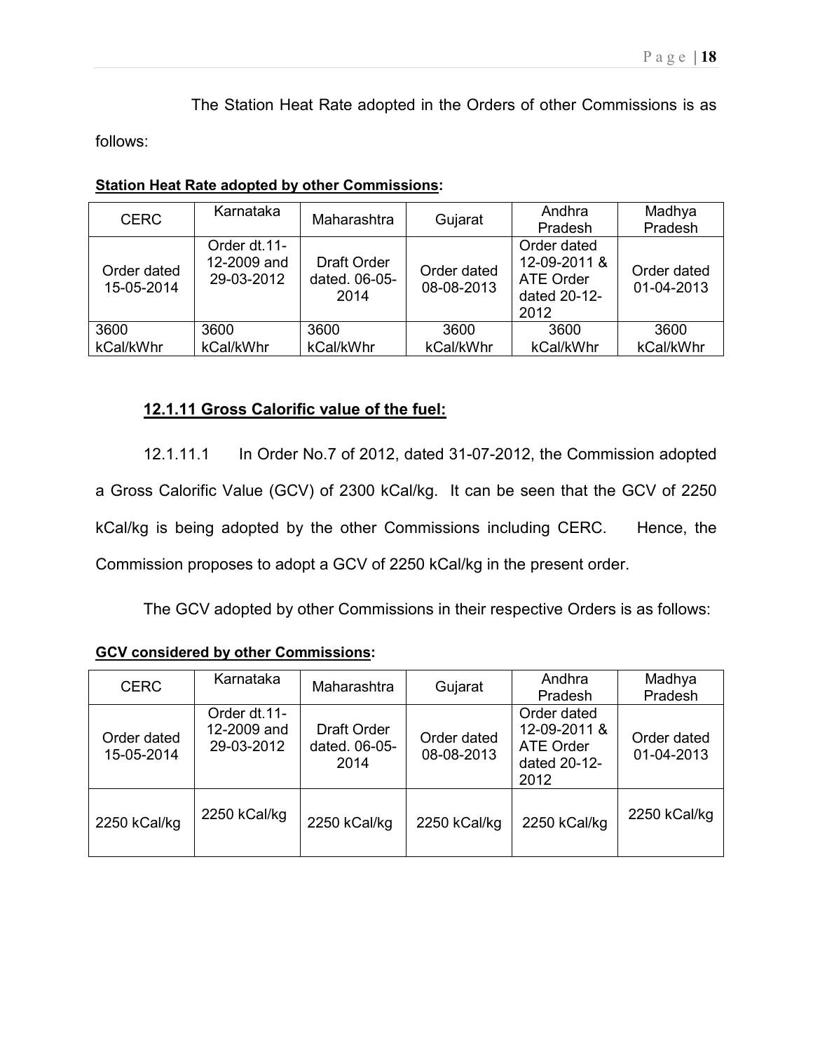The Station Heat Rate adopted in the Orders of other Commissions is as follows:

**Station Heat Rate adopted by other Commissions:**

| CERC | Karnataka | Maharashtra | Gujarat | Andhra Pradesh | Madhya Pradesh |
|---|---|---|---|---|---|
| Order dated 15-05-2014 | Order dt.11-12-2009 and 29-03-2012 | Draft Order dated. 06-05-2014 | Order dated 08-08-2013 | Order dated 12-09-2011 & ATE Order dated 20-12-2012 | Order dated 01-04-2013 |
| 3600 kCal/kWhr | 3600 kCal/kWhr | 3600 kCal/kWhr | 3600 kCal/kWhr | 3600 kCal/kWhr | 3600 kCal/kWhr |

### 12.1.11 Gross Calorific value of the fuel:

12.1.11.1 In Order No.7 of 2012, dated 31-07-2012, the Commission adopted a Gross Calorific Value (GCV) of 2300 kCal/kg. It can be seen that the GCV of 2250 kCal/kg is being adopted by the other Commissions including CERC. Hence, the Commission proposes to adopt a GCV of 2250 kCal/kg in the present order.

The GCV adopted by other Commissions in their respective Orders is as follows:

**GCV considered by other Commissions:**

| CERC | Karnataka | Maharashtra | Gujarat | Andhra Pradesh | Madhya Pradesh |
|---|---|---|---|---|---|
| Order dated 15-05-2014 | Order dt.11-12-2009 and 29-03-2012 | Draft Order dated. 06-05-2014 | Order dated 08-08-2013 | Order dated 12-09-2011 & ATE Order dated 20-12-2012 | Order dated 01-04-2013 |
| 2250 kCal/kg | 2250 kCal/kg | 2250 kCal/kg | 2250 kCal/kg | 2250 kCal/kg | 2250 kCal/kg |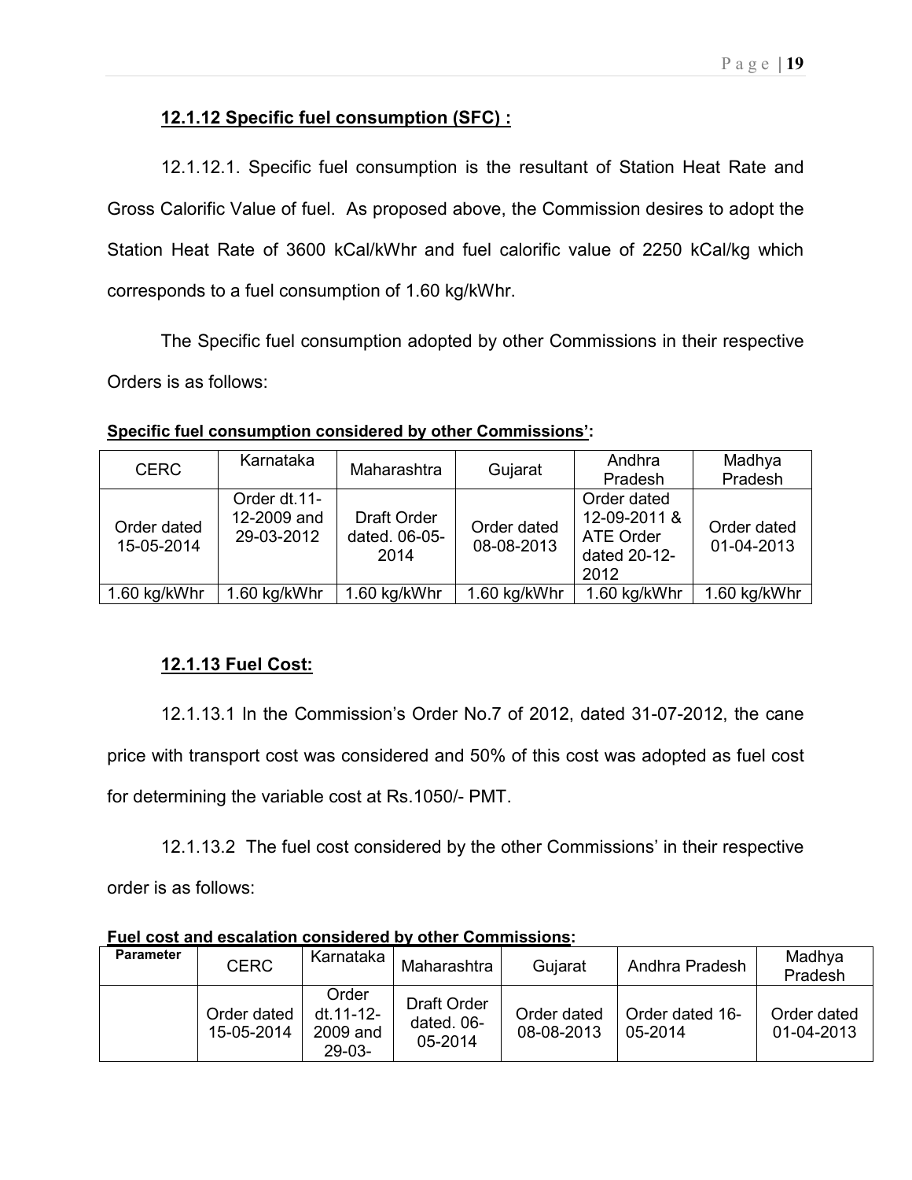### 12.1.12 Specific fuel consumption (SFC) :

12.1.12.1. Specific fuel consumption is the resultant of Station Heat Rate and Gross Calorific Value of fuel. As proposed above, the Commission desires to adopt the Station Heat Rate of 3600 kCal/kWhr and fuel calorific value of 2250 kCal/kg which corresponds to a fuel consumption of 1.60 kg/kWhr.

The Specific fuel consumption adopted by other Commissions in their respective Orders is as follows:

**Specific fuel consumption considered by other Commissions':**

| CERC | Karnataka | Maharashtra | Gujarat | Andhra Pradesh | Madhya Pradesh |
|---|---|---|---|---|---|
| Order dated 15-05-2014 | Order dt.11-12-2009 and 29-03-2012 | Draft Order dated. 06-05-2014 | Order dated 08-08-2013 | Order dated 12-09-2011 & ATE Order dated 20-12-2012 | Order dated 01-04-2013 |
| 1.60 kg/kWhr | 1.60 kg/kWhr | 1.60 kg/kWhr | 1.60 kg/kWhr | 1.60 kg/kWhr | 1.60 kg/kWhr |

### 12.1.13 Fuel Cost:

12.1.13.1 In the Commission's Order No.7 of 2012, dated 31-07-2012, the cane price with transport cost was considered and 50% of this cost was adopted as fuel cost for determining the variable cost at Rs.1050/- PMT.

12.1.13.2 The fuel cost considered by the other Commissions' in their respective order is as follows:

**Fuel cost and escalation considered by other Commissions:**

| Parameter | CERC | Karnataka | Maharashtra | Gujarat | Andhra Pradesh | Madhya Pradesh |
|---|---|---|---|---|---|---|
| | Order dated 15-05-2014 | Order dt.11-12-2009 and 29-03- | Draft Order dated. 06-05-2014 | Order dated 08-08-2013 | Order dated 16-05-2014 | Order dated 01-04-2013 |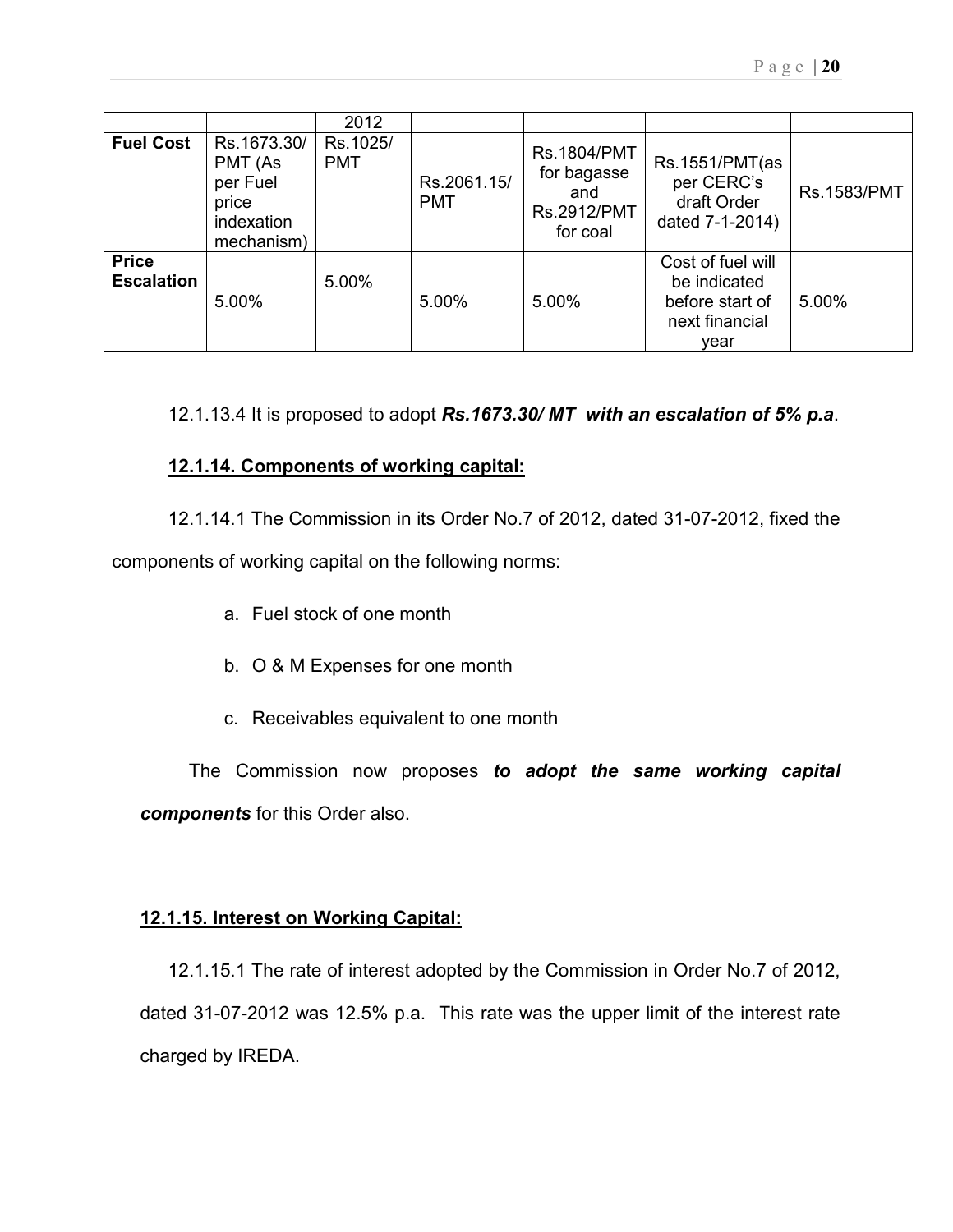| | | 2012 | | | | |
|---|---|---|---|---|---|---|
| **Fuel Cost** | Rs.1673.30/ PMT (As per Fuel price indexation mechanism) | Rs.1025/ PMT | Rs.2061.15/ PMT | Rs.1804/PMT for bagasse and Rs.2912/PMT for coal | Rs.1551/PMT(as per CERC's draft Order dated 7-1-2014) | Rs.1583/PMT |
| **Price Escalation** | 5.00% | 5.00% | 5.00% | 5.00% | Cost of fuel will be indicated before start of next financial year | 5.00% |

12.1.13.4 It is proposed to adopt ***Rs.1673.30/ MT with an escalation of 5% p.a***.

**12.1.14. Components of working capital:**

12.1.14.1 The Commission in its Order No.7 of 2012, dated 31-07-2012, fixed the components of working capital on the following norms:

a. Fuel stock of one month

b. O & M Expenses for one month

c. Receivables equivalent to one month

The Commission now proposes ***to adopt the same working capital components*** for this Order also.

**12.1.15. Interest on Working Capital:**

12.1.15.1 The rate of interest adopted by the Commission in Order No.7 of 2012, dated 31-07-2012 was 12.5% p.a. This rate was the upper limit of the interest rate charged by IREDA.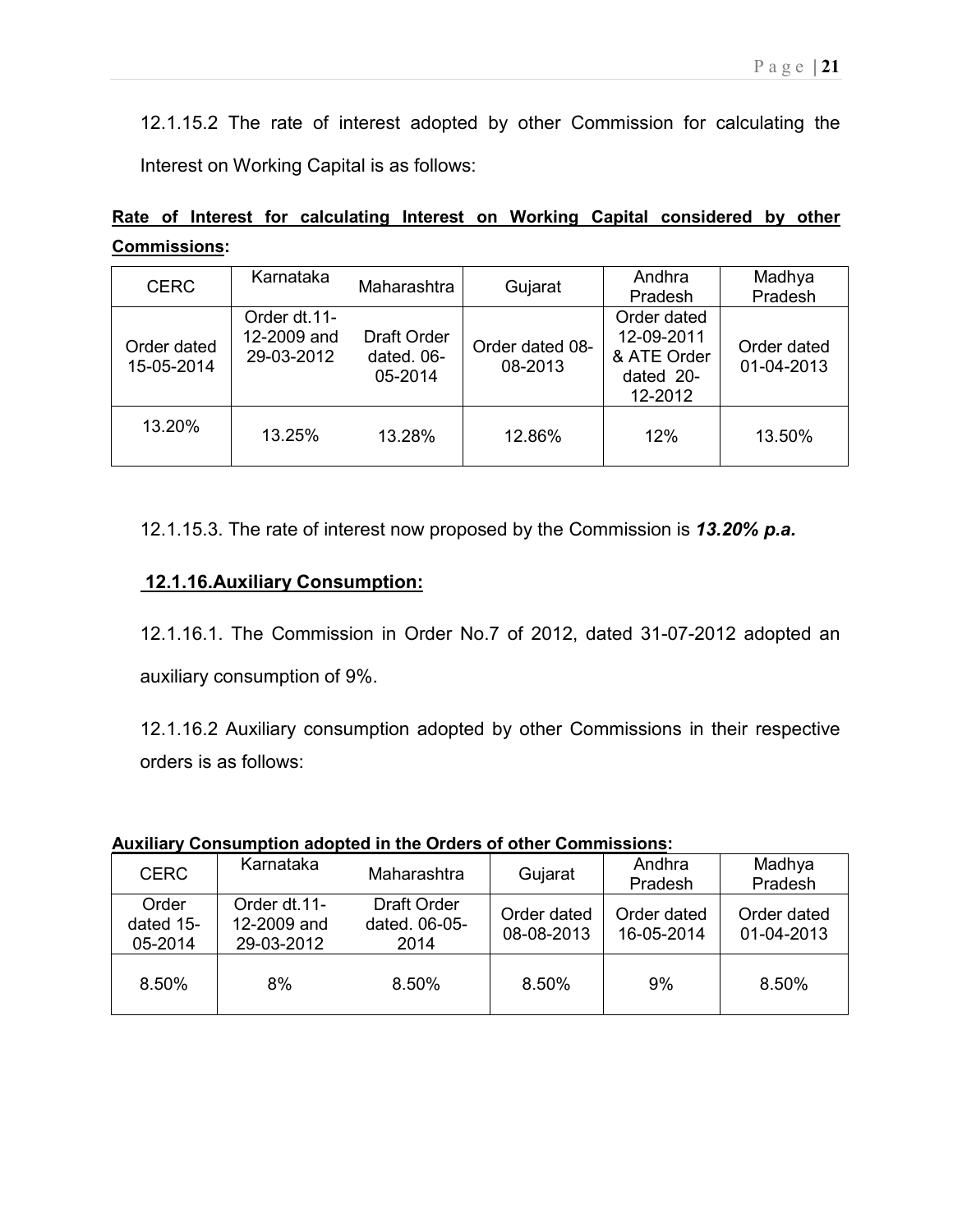12.1.15.2 The rate of interest adopted by other Commission for calculating the Interest on Working Capital is as follows:

**Rate of Interest for calculating Interest on Working Capital considered by other Commissions:**

| CERC | Karnataka | Maharashtra | Gujarat | Andhra Pradesh | Madhya Pradesh |
|---|---|---|---|---|---|
| Order dated 15-05-2014 | Order dt.11-12-2009 and 29-03-2012 | Draft Order dated. 06-05-2014 | Order dated 08-08-2013 | Order dated 12-09-2011 & ATE Order dated 20-12-2012 | Order dated 01-04-2013 |
| 13.20% | 13.25% | 13.28% | 12.86% | 12% | 13.50% |

12.1.15.3. The rate of interest now proposed by the Commission is ***13.20% p.a.***

## 12.1.16.Auxiliary Consumption:

12.1.16.1. The Commission in Order No.7 of 2012, dated 31-07-2012 adopted an auxiliary consumption of 9%.

12.1.16.2 Auxiliary consumption adopted by other Commissions in their respective orders is as follows:

**Auxiliary Consumption adopted in the Orders of other Commissions:**

| CERC | Karnataka | Maharashtra | Gujarat | Andhra Pradesh | Madhya Pradesh |
|---|---|---|---|---|---|
| Order dated 15-05-2014 | Order dt.11-12-2009 and 29-03-2012 | Draft Order dated. 06-05-2014 | Order dated 08-08-2013 | Order dated 16-05-2014 | Order dated 01-04-2013 |
| 8.50% | 8% | 8.50% | 8.50% | 9% | 8.50% |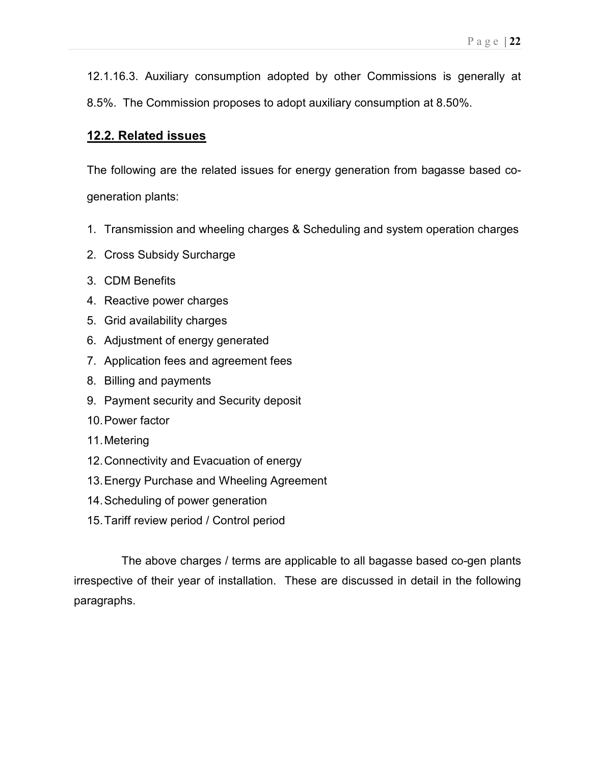12.1.16.3. Auxiliary consumption adopted by other Commissions is generally at 8.5%. The Commission proposes to adopt auxiliary consumption at 8.50%.

## 12.2. Related issues

The following are the related issues for energy generation from bagasse based co-generation plants:

1. Transmission and wheeling charges & Scheduling and system operation charges
2. Cross Subsidy Surcharge
3. CDM Benefits
4. Reactive power charges
5. Grid availability charges
6. Adjustment of energy generated
7. Application fees and agreement fees
8. Billing and payments
9. Payment security and Security deposit
10. Power factor
11. Metering
12. Connectivity and Evacuation of energy
13. Energy Purchase and Wheeling Agreement
14. Scheduling of power generation
15. Tariff review period / Control period

The above charges / terms are applicable to all bagasse based co-gen plants irrespective of their year of installation. These are discussed in detail in the following paragraphs.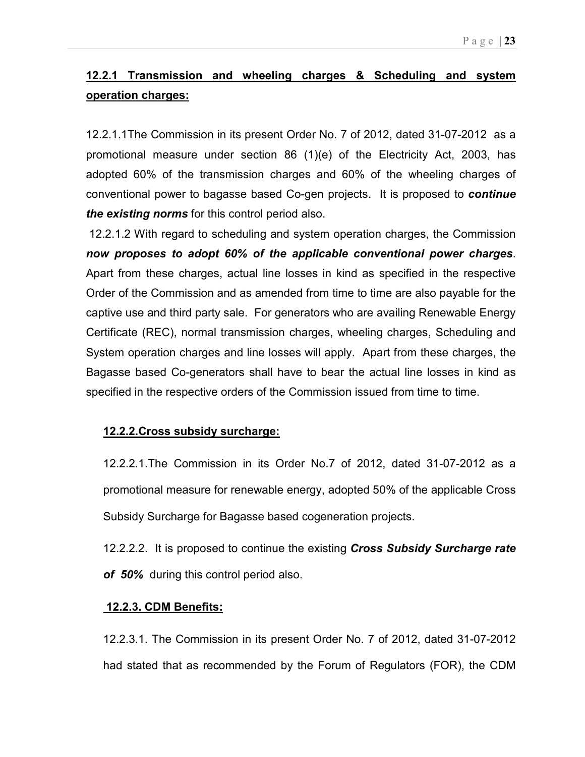### 12.2.1 Transmission and wheeling charges & Scheduling and system operation charges:

12.2.1.1The Commission in its present Order No. 7 of 2012, dated 31-07-2012 as a promotional measure under section 86 (1)(e) of the Electricity Act, 2003, has adopted 60% of the transmission charges and 60% of the wheeling charges of conventional power to bagasse based Co-gen projects. It is proposed to ***continue the existing norms*** for this control period also.

12.2.1.2 With regard to scheduling and system operation charges, the Commission ***now proposes to adopt 60% of the applicable conventional power charges***. Apart from these charges, actual line losses in kind as specified in the respective Order of the Commission and as amended from time to time are also payable for the captive use and third party sale. For generators who are availing Renewable Energy Certificate (REC), normal transmission charges, wheeling charges, Scheduling and System operation charges and line losses will apply. Apart from these charges, the Bagasse based Co-generators shall have to bear the actual line losses in kind as specified in the respective orders of the Commission issued from time to time.

### 12.2.2.Cross subsidy surcharge:

12.2.2.1.The Commission in its Order No.7 of 2012, dated 31-07-2012 as a promotional measure for renewable energy, adopted 50% of the applicable Cross Subsidy Surcharge for Bagasse based cogeneration projects.

12.2.2.2. It is proposed to continue the existing ***Cross Subsidy Surcharge rate of 50%*** during this control period also.

### 12.2.3. CDM Benefits:

12.2.3.1. The Commission in its present Order No. 7 of 2012, dated 31-07-2012 had stated that as recommended by the Forum of Regulators (FOR), the CDM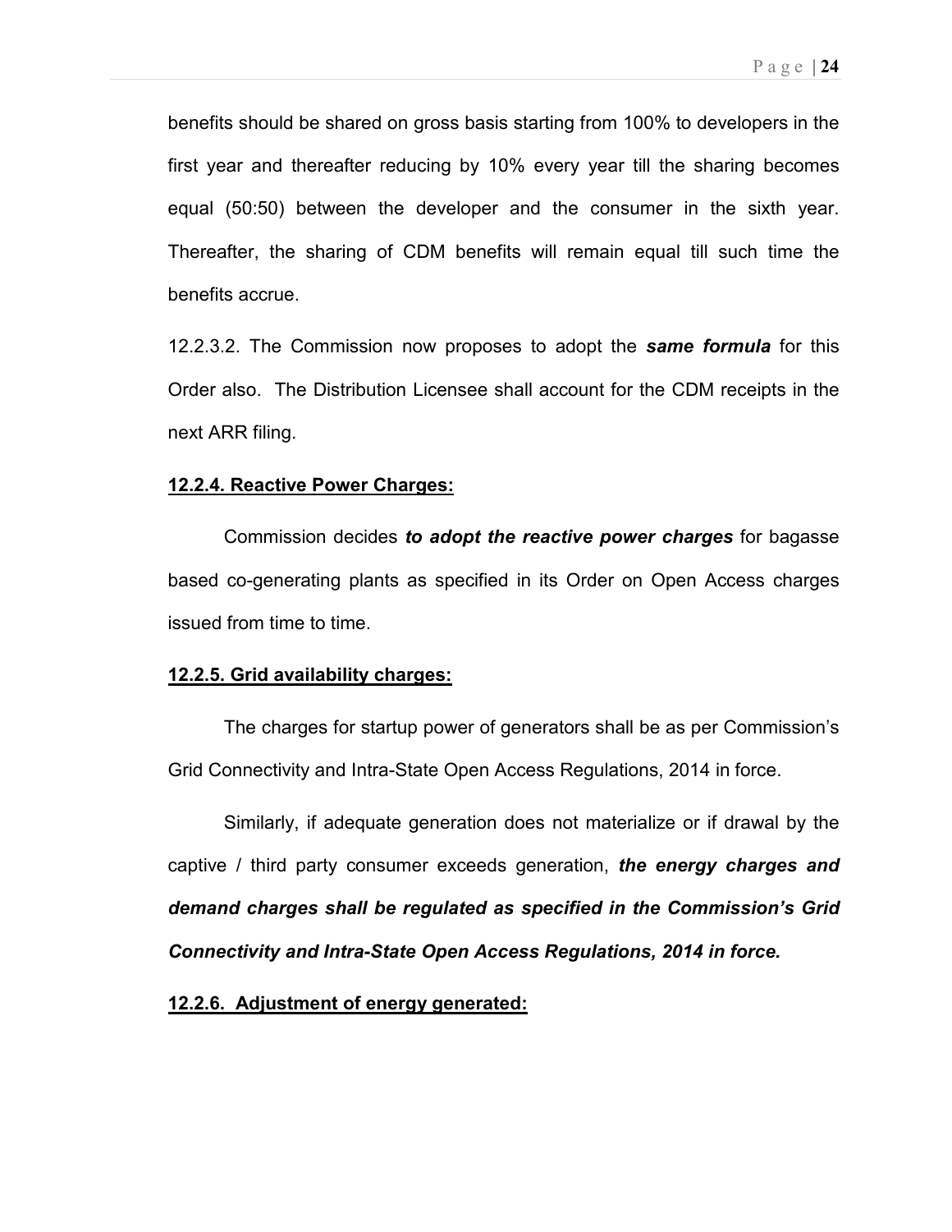benefits should be shared on gross basis starting from 100% to developers in the first year and thereafter reducing by 10% every year till the sharing becomes equal (50:50) between the developer and the consumer in the sixth year. Thereafter, the sharing of CDM benefits will remain equal till such time the benefits accrue.

12.2.3.2. The Commission now proposes to adopt the ***same formula*** for this Order also. The Distribution Licensee shall account for the CDM receipts in the next ARR filing.

**12.2.4. Reactive Power Charges:**

Commission decides ***to adopt the reactive power charges*** for bagasse based co-generating plants as specified in its Order on Open Access charges issued from time to time.

**12.2.5. Grid availability charges:**

The charges for startup power of generators shall be as per Commission's Grid Connectivity and Intra-State Open Access Regulations, 2014 in force.

Similarly, if adequate generation does not materialize or if drawal by the captive / third party consumer exceeds generation, ***the energy charges and demand charges shall be regulated as specified in the Commission's Grid Connectivity and Intra-State Open Access Regulations, 2014 in force.***

**12.2.6. Adjustment of energy generated:**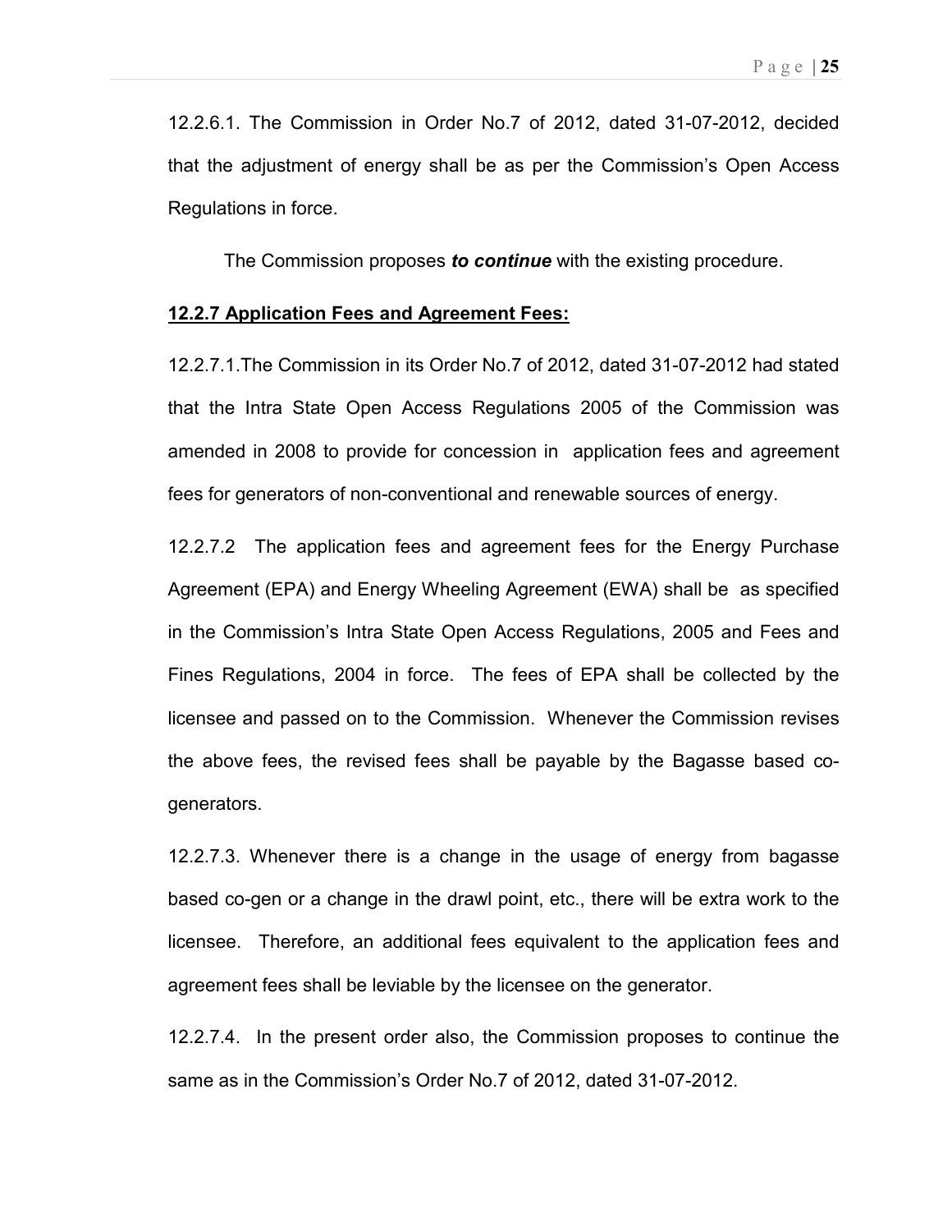12.2.6.1. The Commission in Order No.7 of 2012, dated 31-07-2012, decided that the adjustment of energy shall be as per the Commission's Open Access Regulations in force.

The Commission proposes ***to continue*** with the existing procedure.

**12.2.7 Application Fees and Agreement Fees:**

12.2.7.1.The Commission in its Order No.7 of 2012, dated 31-07-2012 had stated that the Intra State Open Access Regulations 2005 of the Commission was amended in 2008 to provide for concession in application fees and agreement fees for generators of non-conventional and renewable sources of energy.

12.2.7.2 The application fees and agreement fees for the Energy Purchase Agreement (EPA) and Energy Wheeling Agreement (EWA) shall be as specified in the Commission's Intra State Open Access Regulations, 2005 and Fees and Fines Regulations, 2004 in force. The fees of EPA shall be collected by the licensee and passed on to the Commission. Whenever the Commission revises the above fees, the revised fees shall be payable by the Bagasse based co-generators.

12.2.7.3. Whenever there is a change in the usage of energy from bagasse based co-gen or a change in the drawl point, etc., there will be extra work to the licensee. Therefore, an additional fees equivalent to the application fees and agreement fees shall be leviable by the licensee on the generator.

12.2.7.4. In the present order also, the Commission proposes to continue the same as in the Commission's Order No.7 of 2012, dated 31-07-2012.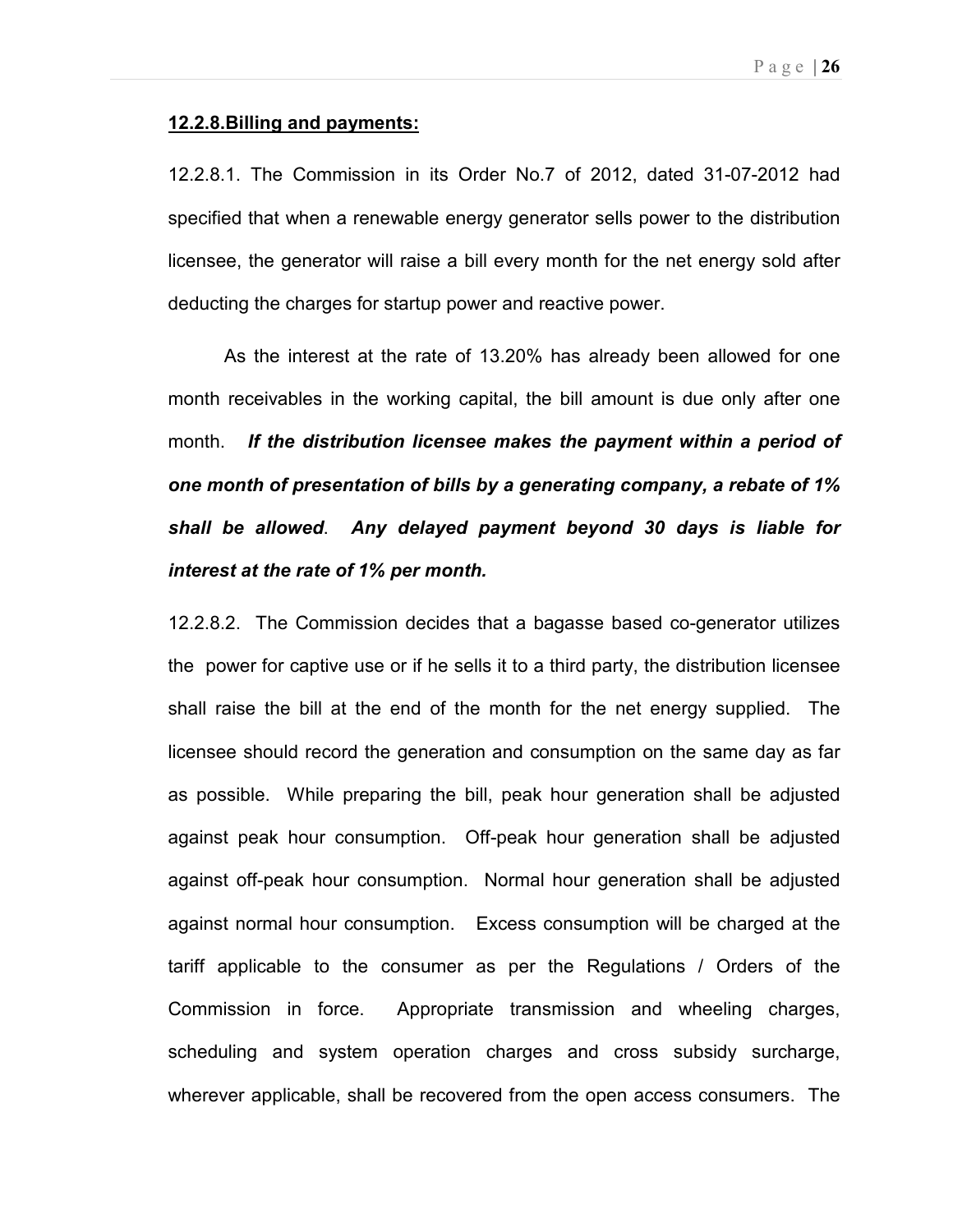**12.2.8.Billing and payments:**

12.2.8.1. The Commission in its Order No.7 of 2012, dated 31-07-2012 had specified that when a renewable energy generator sells power to the distribution licensee, the generator will raise a bill every month for the net energy sold after deducting the charges for startup power and reactive power.

As the interest at the rate of 13.20% has already been allowed for one month receivables in the working capital, the bill amount is due only after one month. ***If the distribution licensee makes the payment within a period of one month of presentation of bills by a generating company, a rebate of 1% shall be allowed***. ***Any delayed payment beyond 30 days is liable for interest at the rate of 1% per month.***

12.2.8.2. The Commission decides that a bagasse based co-generator utilizes the power for captive use or if he sells it to a third party, the distribution licensee shall raise the bill at the end of the month for the net energy supplied. The licensee should record the generation and consumption on the same day as far as possible. While preparing the bill, peak hour generation shall be adjusted against peak hour consumption. Off-peak hour generation shall be adjusted against off-peak hour consumption. Normal hour generation shall be adjusted against normal hour consumption. Excess consumption will be charged at the tariff applicable to the consumer as per the Regulations / Orders of the Commission in force. Appropriate transmission and wheeling charges, scheduling and system operation charges and cross subsidy surcharge, wherever applicable, shall be recovered from the open access consumers. The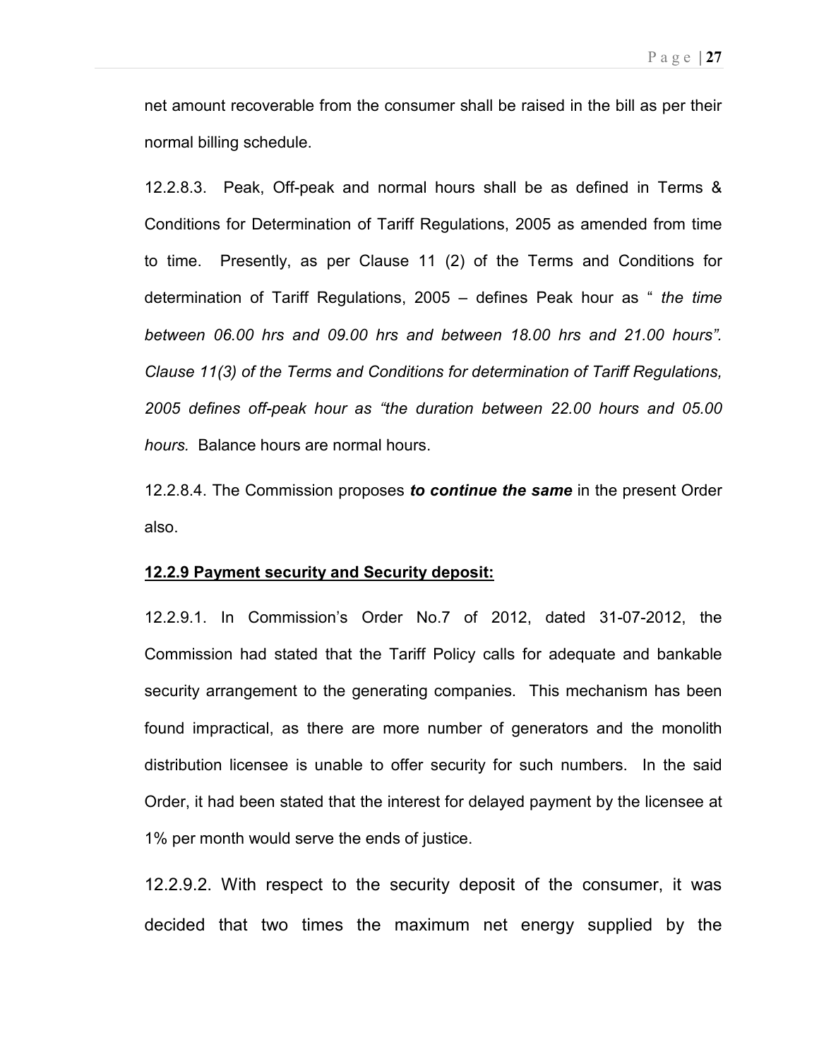net amount recoverable from the consumer shall be raised in the bill as per their normal billing schedule.

12.2.8.3. Peak, Off-peak and normal hours shall be as defined in Terms & Conditions for Determination of Tariff Regulations, 2005 as amended from time to time. Presently, as per Clause 11 (2) of the Terms and Conditions for determination of Tariff Regulations, 2005 – defines Peak hour as " *the time between 06.00 hrs and 09.00 hrs and between 18.00 hrs and 21.00 hours". Clause 11(3) of the Terms and Conditions for determination of Tariff Regulations, 2005 defines off-peak hour as "the duration between 22.00 hours and 05.00 hours.* Balance hours are normal hours.

12.2.8.4. The Commission proposes ***to continue the same*** in the present Order also.

**12.2.9 Payment security and Security deposit:**

12.2.9.1. In Commission's Order No.7 of 2012, dated 31-07-2012, the Commission had stated that the Tariff Policy calls for adequate and bankable security arrangement to the generating companies. This mechanism has been found impractical, as there are more number of generators and the monolith distribution licensee is unable to offer security for such numbers. In the said Order, it had been stated that the interest for delayed payment by the licensee at 1% per month would serve the ends of justice.

12.2.9.2. With respect to the security deposit of the consumer, it was decided that two times the maximum net energy supplied by the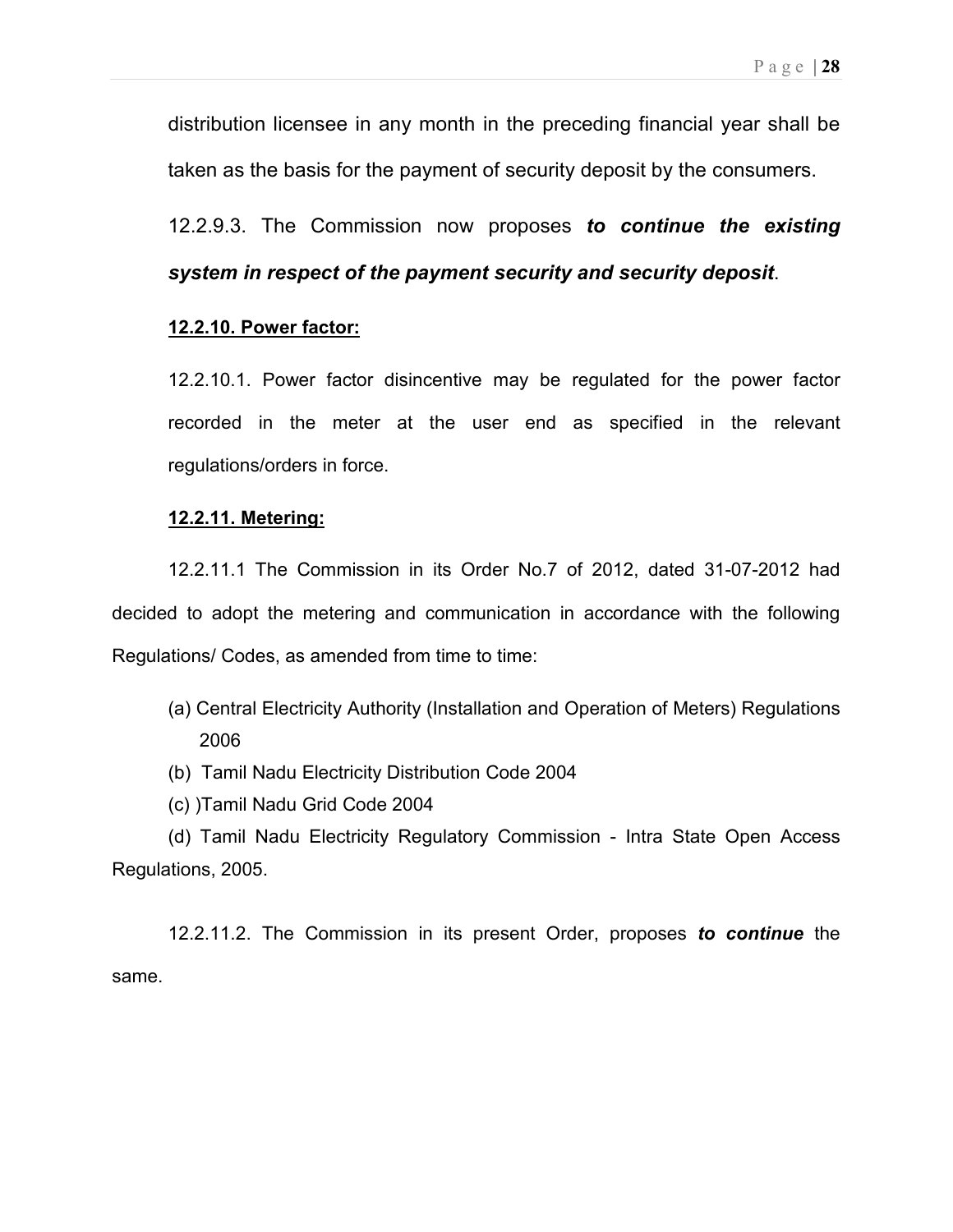distribution licensee in any month in the preceding financial year shall be taken as the basis for the payment of security deposit by the consumers.

12.2.9.3. The Commission now proposes ***to continue the existing system in respect of the payment security and security deposit***.

**12.2.10. Power factor:**

12.2.10.1. Power factor disincentive may be regulated for the power factor recorded in the meter at the user end as specified in the relevant regulations/orders in force.

**12.2.11. Metering:**

12.2.11.1 The Commission in its Order No.7 of 2012, dated 31-07-2012 had decided to adopt the metering and communication in accordance with the following Regulations/ Codes, as amended from time to time:

(a) Central Electricity Authority (Installation and Operation of Meters) Regulations 2006

(b) Tamil Nadu Electricity Distribution Code 2004

(c) )Tamil Nadu Grid Code 2004

(d) Tamil Nadu Electricity Regulatory Commission - Intra State Open Access Regulations, 2005.

12.2.11.2. The Commission in its present Order, proposes ***to continue*** the same.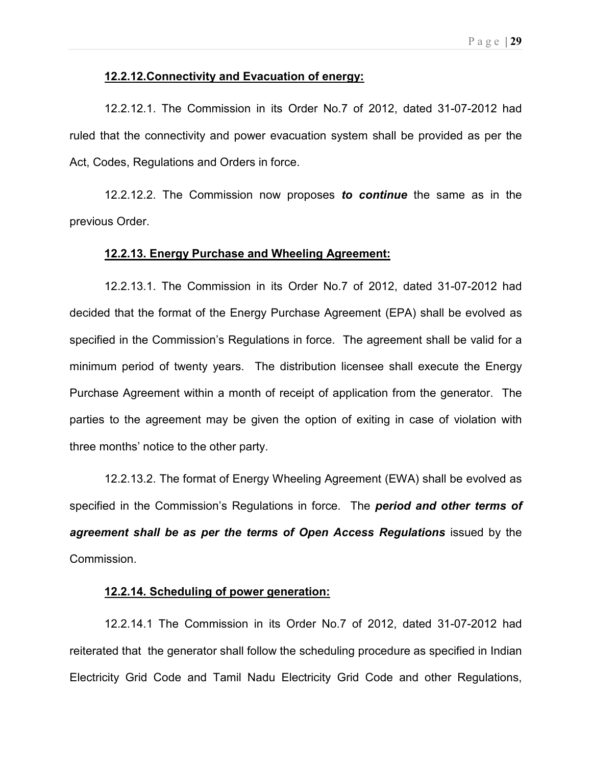#### **12.2.12.Connectivity and Evacuation of energy:**

12.2.12.1. The Commission in its Order No.7 of 2012, dated 31-07-2012 had ruled that the connectivity and power evacuation system shall be provided as per the Act, Codes, Regulations and Orders in force.

12.2.12.2. The Commission now proposes ***to continue*** the same as in the previous Order.

#### **12.2.13. Energy Purchase and Wheeling Agreement:**

12.2.13.1. The Commission in its Order No.7 of 2012, dated 31-07-2012 had decided that the format of the Energy Purchase Agreement (EPA) shall be evolved as specified in the Commission's Regulations in force. The agreement shall be valid for a minimum period of twenty years. The distribution licensee shall execute the Energy Purchase Agreement within a month of receipt of application from the generator. The parties to the agreement may be given the option of exiting in case of violation with three months' notice to the other party.

12.2.13.2. The format of Energy Wheeling Agreement (EWA) shall be evolved as specified in the Commission's Regulations in force. The ***period and other terms of agreement shall be as per the terms of Open Access Regulations*** issued by the Commission.

#### **12.2.14. Scheduling of power generation:**

12.2.14.1 The Commission in its Order No.7 of 2012, dated 31-07-2012 had reiterated that the generator shall follow the scheduling procedure as specified in Indian Electricity Grid Code and Tamil Nadu Electricity Grid Code and other Regulations,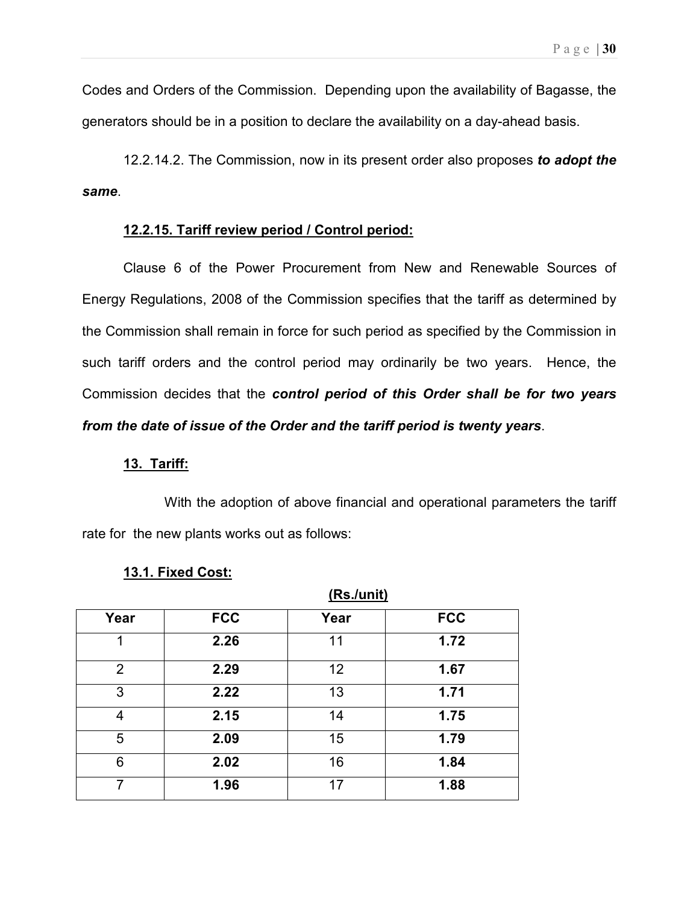Codes and Orders of the Commission. Depending upon the availability of Bagasse, the generators should be in a position to declare the availability on a day-ahead basis.

12.2.14.2. The Commission, now in its present order also proposes ***to adopt the same***.

**12.2.15. Tariff review period / Control period:**

Clause 6 of the Power Procurement from New and Renewable Sources of Energy Regulations, 2008 of the Commission specifies that the tariff as determined by the Commission shall remain in force for such period as specified by the Commission in such tariff orders and the control period may ordinarily be two years. Hence, the Commission decides that the ***control period of this Order shall be for two years from the date of issue of the Order and the tariff period is twenty years***.

**13. Tariff:**

With the adoption of above financial and operational parameters the tariff rate for the new plants works out as follows:

**13.1. Fixed Cost:**

**(Rs./unit)**

| Year | FCC | Year | FCC |
|---|---|---|---|
| 1 | **2.26** | 11 | **1.72** |
| 2 | **2.29** | 12 | **1.67** |
| 3 | **2.22** | 13 | **1.71** |
| 4 | **2.15** | 14 | **1.75** |
| 5 | **2.09** | 15 | **1.79** |
| 6 | **2.02** | 16 | **1.84** |
| 7 | **1.96** | 17 | **1.88** |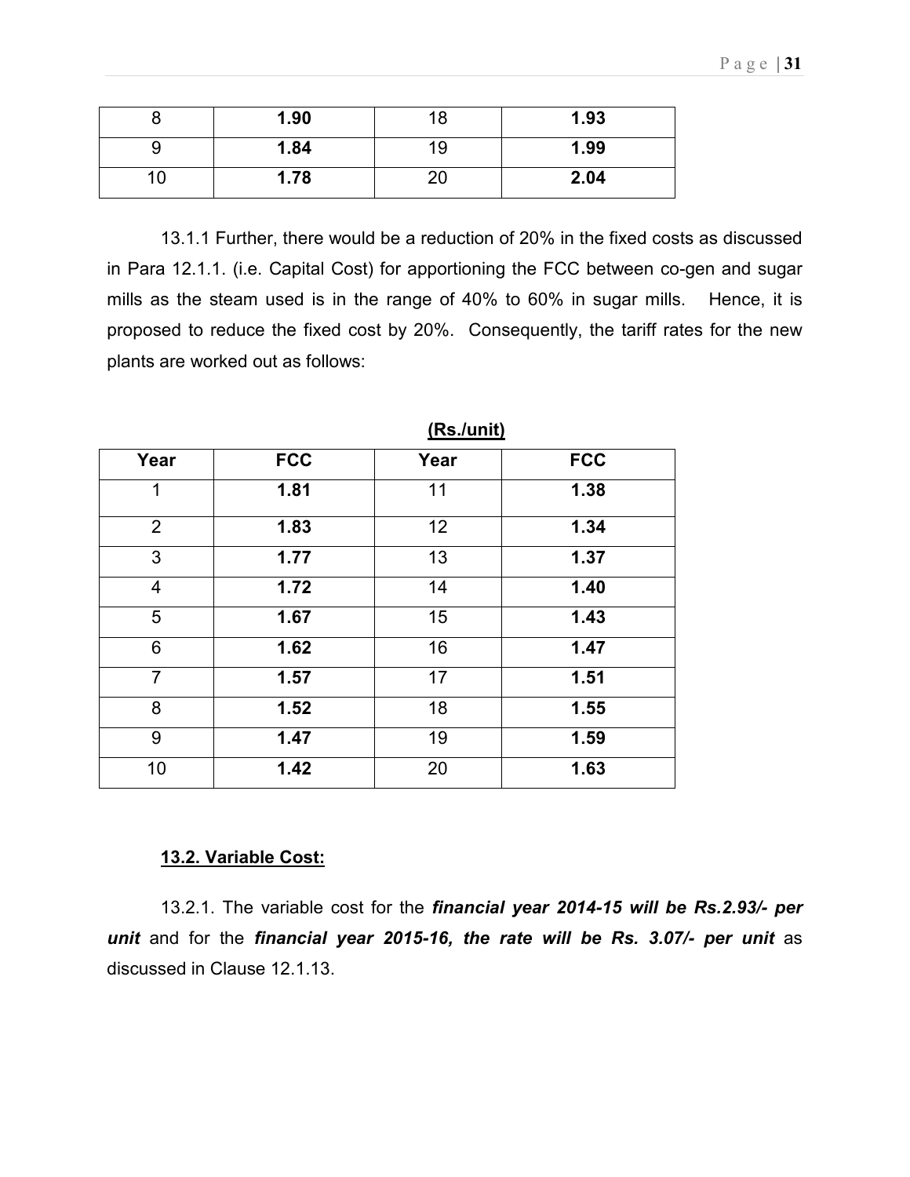| 8 | **1.90** | 18 | **1.93** |
|---|---|---|---|
| 9 | **1.84** | 19 | **1.99** |
| 10 | **1.78** | 20 | **2.04** |

13.1.1 Further, there would be a reduction of 20% in the fixed costs as discussed in Para 12.1.1. (i.e. Capital Cost) for apportioning the FCC between co-gen and sugar mills as the steam used is in the range of 40% to 60% in sugar mills. Hence, it is proposed to reduce the fixed cost by 20%. Consequently, the tariff rates for the new plants are worked out as follows:

**(Rs./unit)**

| Year | FCC | Year | FCC |
|---|---|---|---|
| 1 | **1.81** | 11 | **1.38** |
| 2 | **1.83** | 12 | **1.34** |
| 3 | **1.77** | 13 | **1.37** |
| 4 | **1.72** | 14 | **1.40** |
| 5 | **1.67** | 15 | **1.43** |
| 6 | **1.62** | 16 | **1.47** |
| 7 | **1.57** | 17 | **1.51** |
| 8 | **1.52** | 18 | **1.55** |
| 9 | **1.47** | 19 | **1.59** |
| 10 | **1.42** | 20 | **1.63** |

### 13.2. Variable Cost:

13.2.1. The variable cost for the ***financial year 2014-15 will be Rs.2.93/- per unit*** and for the ***financial year 2015-16, the rate will be Rs. 3.07/- per unit*** as discussed in Clause 12.1.13.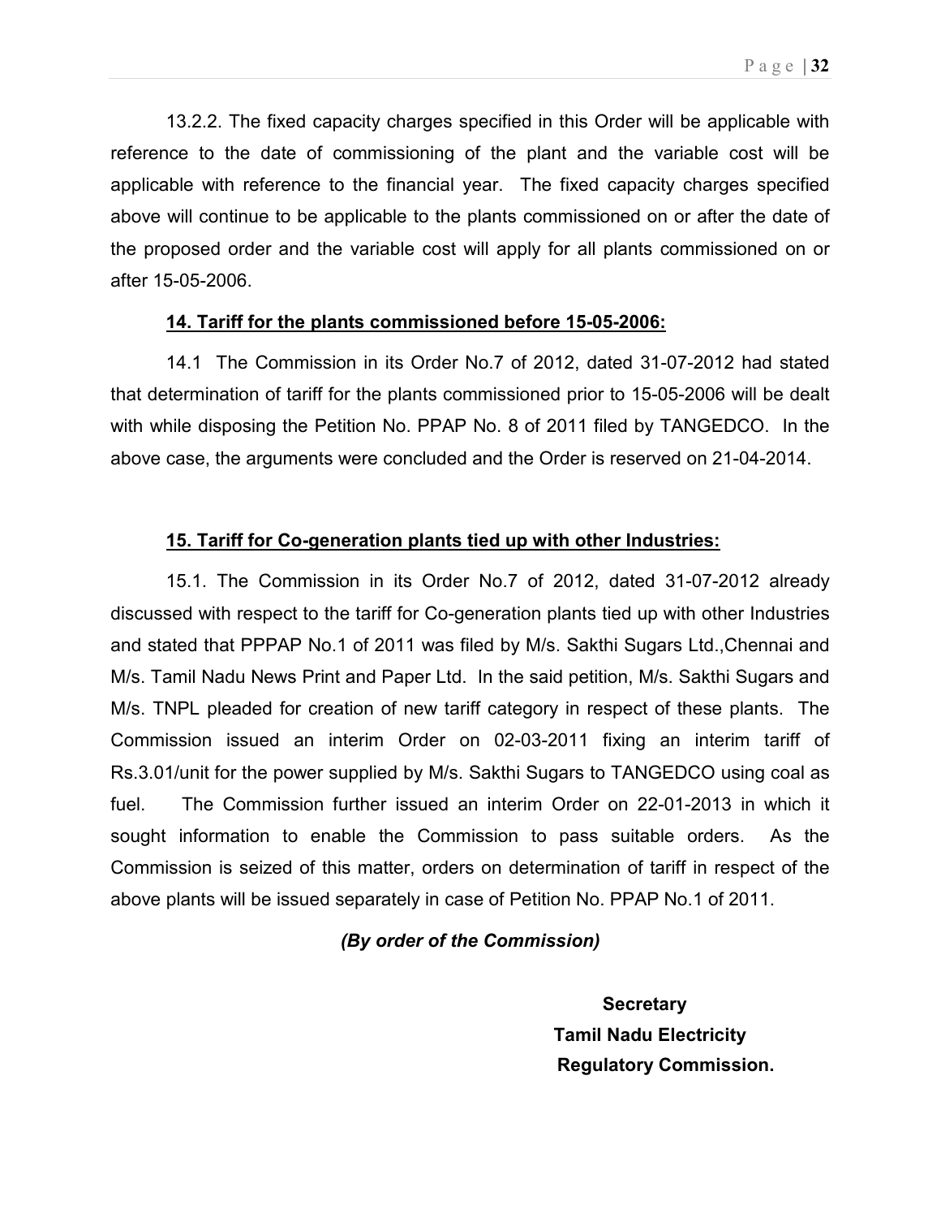13.2.2. The fixed capacity charges specified in this Order will be applicable with reference to the date of commissioning of the plant and the variable cost will be applicable with reference to the financial year. The fixed capacity charges specified above will continue to be applicable to the plants commissioned on or after the date of the proposed order and the variable cost will apply for all plants commissioned on or after 15-05-2006.

## 14. Tariff for the plants commissioned before 15-05-2006:

14.1 The Commission in its Order No.7 of 2012, dated 31-07-2012 had stated that determination of tariff for the plants commissioned prior to 15-05-2006 will be dealt with while disposing the Petition No. PPAP No. 8 of 2011 filed by TANGEDCO. In the above case, the arguments were concluded and the Order is reserved on 21-04-2014.

## 15. Tariff for Co-generation plants tied up with other Industries:

15.1. The Commission in its Order No.7 of 2012, dated 31-07-2012 already discussed with respect to the tariff for Co-generation plants tied up with other Industries and stated that PPPAP No.1 of 2011 was filed by M/s. Sakthi Sugars Ltd.,Chennai and M/s. Tamil Nadu News Print and Paper Ltd. In the said petition, M/s. Sakthi Sugars and M/s. TNPL pleaded for creation of new tariff category in respect of these plants. The Commission issued an interim Order on 02-03-2011 fixing an interim tariff of Rs.3.01/unit for the power supplied by M/s. Sakthi Sugars to TANGEDCO using coal as fuel. The Commission further issued an interim Order on 22-01-2013 in which it sought information to enable the Commission to pass suitable orders. As the Commission is seized of this matter, orders on determination of tariff in respect of the above plants will be issued separately in case of Petition No. PPAP No.1 of 2011.

***(By order of the Commission)***

**Secretary**
**Tamil Nadu Electricity**
**Regulatory Commission.**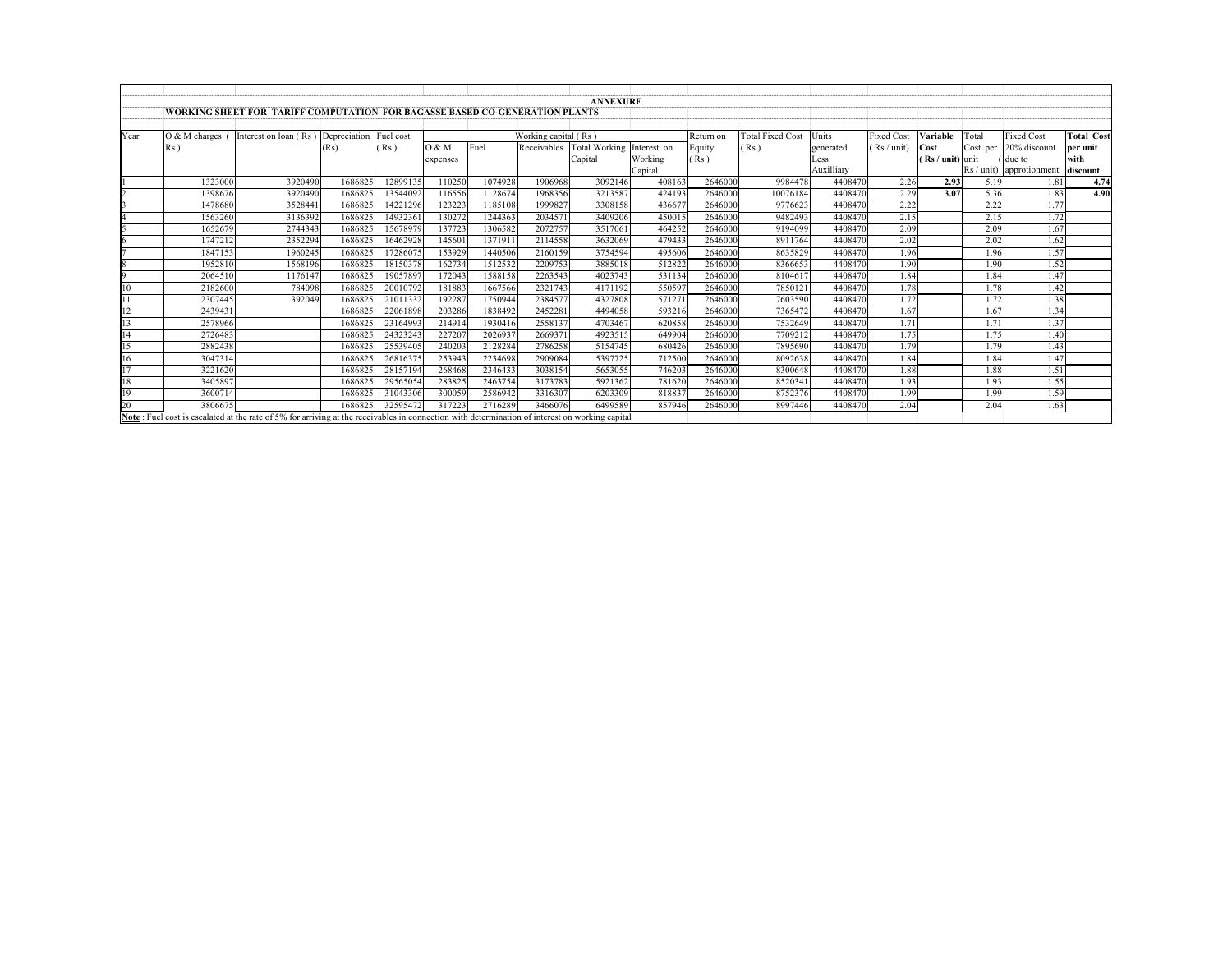# ANNEXURE

## WORKING SHEET FOR TARIFF COMPUTATION FOR BAGASSE BASED CO-GENERATION PLANTS

| Year | O & M charges ( Rs ) | Interest on loan ( Rs ) | Depreciation (Rs) | Fuel cost ( Rs ) | Working capital ( Rs ) | | | | | Return on Equity ( Rs ) | Total Fixed Cost ( Rs ) | Units generated Less Auxilliary | Fixed Cost ( Rs / unit) | **Variable Cost ( Rs / unit)** | Total Cost per unit Rs / unit) | Fixed Cost 20% discount ( due to approtionment | **Total Cost per unit with discount** |
|---|---|---|---|---|---|---|---|---|---|---|---|---|---|---|---|---|---|
| | | | | | O & M expenses | Fuel | Receivables | Total Working Capital | Interest on Working Capital | | | | | | | | |
| 1 | 1323000 | 3920490 | 1686825 | 12899135 | 110250 | 1074928 | 1906968 | 3092146 | 408163 | 2646000 | 9984478 | 4408470 | 2.26 | **2.93** | 5.19 | 1.81 | **4.74** |
| 2 | 1398676 | 3920490 | 1686825 | 13544092 | 116556 | 1128674 | 1968356 | 3213587 | 424193 | 2646000 | 10076184 | 4408470 | 2.29 | **3.07** | 5.36 | 1.83 | **4.90** |
| 3 | 1478680 | 3528441 | 1686825 | 14221296 | 123223 | 1185108 | 1999827 | 3308158 | 436677 | 2646000 | 9776623 | 4408470 | 2.22 | | 2.22 | 1.77 | |
| 4 | 1563260 | 3136392 | 1686825 | 14932361 | 130272 | 1244363 | 2034571 | 3409206 | 450015 | 2646000 | 9482493 | 4408470 | 2.15 | | 2.15 | 1.72 | |
| 5 | 1652679 | 2744343 | 1686825 | 15678979 | 137723 | 1306582 | 2072757 | 3517061 | 464252 | 2646000 | 9194099 | 4408470 | 2.09 | | 2.09 | 1.67 | |
| 6 | 1747212 | 2352294 | 1686825 | 16462928 | 145601 | 1371911 | 2114558 | 3632069 | 479433 | 2646000 | 8911764 | 4408470 | 2.02 | | 2.02 | 1.62 | |
| 7 | 1847153 | 1960245 | 1686825 | 17286075 | 153929 | 1440506 | 2160159 | 3754594 | 495606 | 2646000 | 8635829 | 4408470 | 1.96 | | 1.96 | 1.57 | |
| 8 | 1952810 | 1568196 | 1686825 | 18150378 | 162734 | 1512532 | 2209753 | 3885018 | 512822 | 2646000 | 8366653 | 4408470 | 1.90 | | 1.90 | 1.52 | |
| 9 | 2064510 | 1176147 | 1686825 | 19057897 | 172043 | 1588158 | 2263543 | 4023743 | 531134 | 2646000 | 8104617 | 4408470 | 1.84 | | 1.84 | 1.47 | |
| 10 | 2182600 | 784098 | 1686825 | 20010792 | 181883 | 1667566 | 2321743 | 4171192 | 550597 | 2646000 | 7850121 | 4408470 | 1.78 | | 1.78 | 1.42 | |
| 11 | 2307445 | 392049 | 1686825 | 21011332 | 192287 | 1750944 | 2384577 | 4327808 | 571271 | 2646000 | 7603590 | 4408470 | 1.72 | | 1.72 | 1.38 | |
| 12 | 2439431 | | 1686825 | 22061898 | 203286 | 1838492 | 2452281 | 4494058 | 593216 | 2646000 | 7365472 | 4408470 | 1.67 | | 1.67 | 1.34 | |
| 13 | 2578966 | | 1686825 | 23164993 | 214914 | 1930416 | 2558137 | 4703467 | 620858 | 2646000 | 7532649 | 4408470 | 1.71 | | 1.71 | 1.37 | |
| 14 | 2726483 | | 1686825 | 24323243 | 227207 | 2026937 | 2669371 | 4923515 | 649904 | 2646000 | 7709212 | 4408470 | 1.75 | | 1.75 | 1.40 | |
| 15 | 2882438 | | 1686825 | 25539405 | 240203 | 2128284 | 2786258 | 5154745 | 680426 | 2646000 | 7895690 | 4408470 | 1.79 | | 1.79 | 1.43 | |
| 16 | 3047314 | | 1686825 | 26816375 | 253943 | 2234698 | 2909084 | 5397725 | 712500 | 2646000 | 8092638 | 4408470 | 1.84 | | 1.84 | 1.47 | |
| 17 | 3221620 | | 1686825 | 28157194 | 268468 | 2346433 | 3038154 | 5653055 | 746203 | 2646000 | 8300648 | 4408470 | 1.88 | | 1.88 | 1.51 | |
| 18 | 3405897 | | 1686825 | 29565054 | 283825 | 2463754 | 3173783 | 5921362 | 781620 | 2646000 | 8520341 | 4408470 | 1.93 | | 1.93 | 1.55 | |
| 19 | 3600714 | | 1686825 | 31043306 | 300059 | 2586942 | 3316307 | 6203309 | 818837 | 2646000 | 8752376 | 4408470 | 1.99 | | 1.99 | 1.59 | |
| 20 | 3806675 | | 1686825 | 32595472 | 317223 | 2716289 | 3466076 | 6499589 | 857946 | 2646000 | 8997446 | 4408470 | 2.04 | | 2.04 | 1.63 | |

Note : Fuel cost is escalated at the rate of 5% for arriving at the receivables in connection with determination of interest on working capital